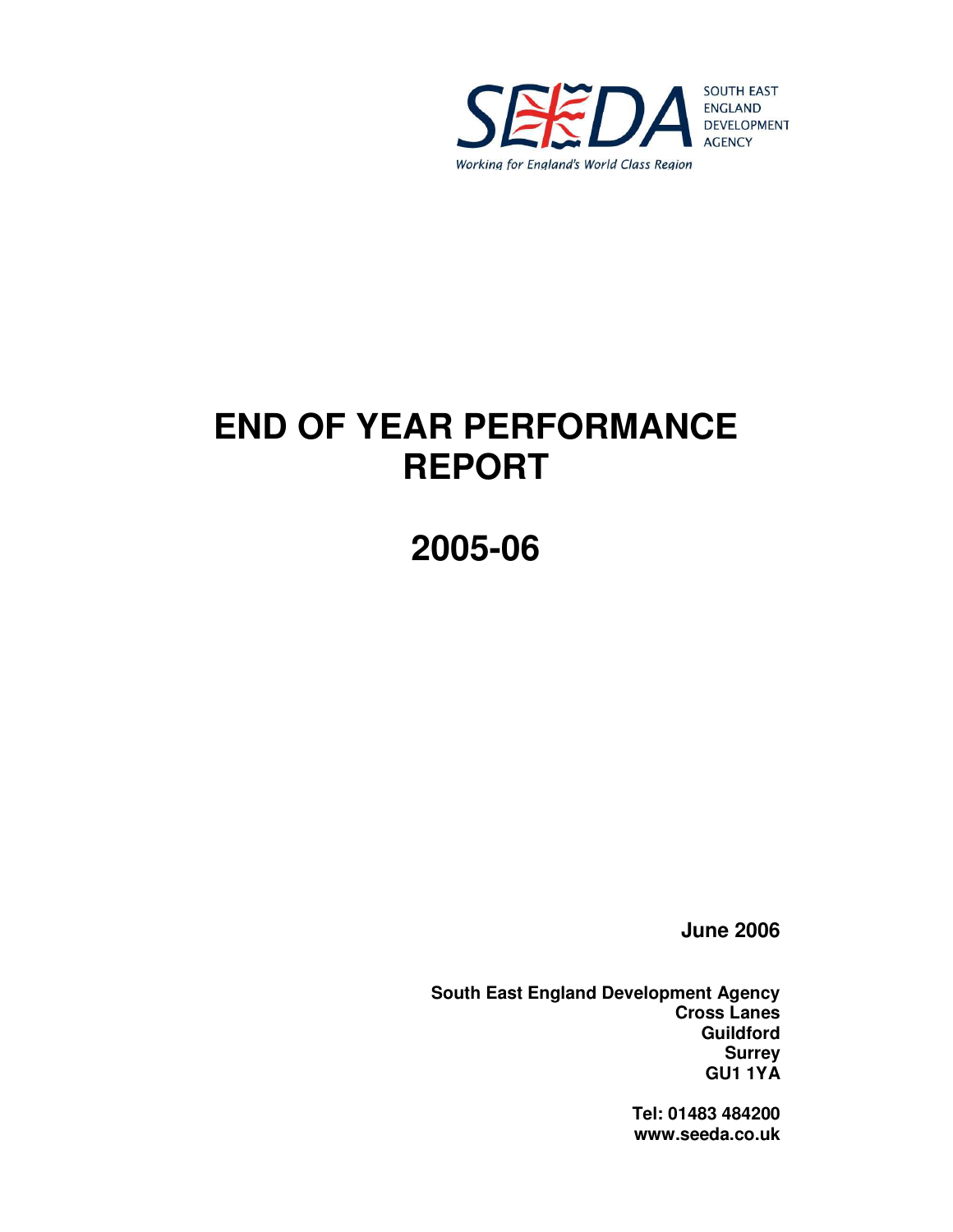SEEDA SOUTH EAST ENGLAND DEVELOPMENT AGENCY

*Working for England's World Class Region*

# END OF YEAR PERFORMANCE REPORT

# 2005-06

**June 2006**

**South East England Development Agency**
**Cross Lanes**
**Guildford**
**Surrey**
**GU1 1YA**

**Tel: 01483 484200**
**www.seeda.co.uk**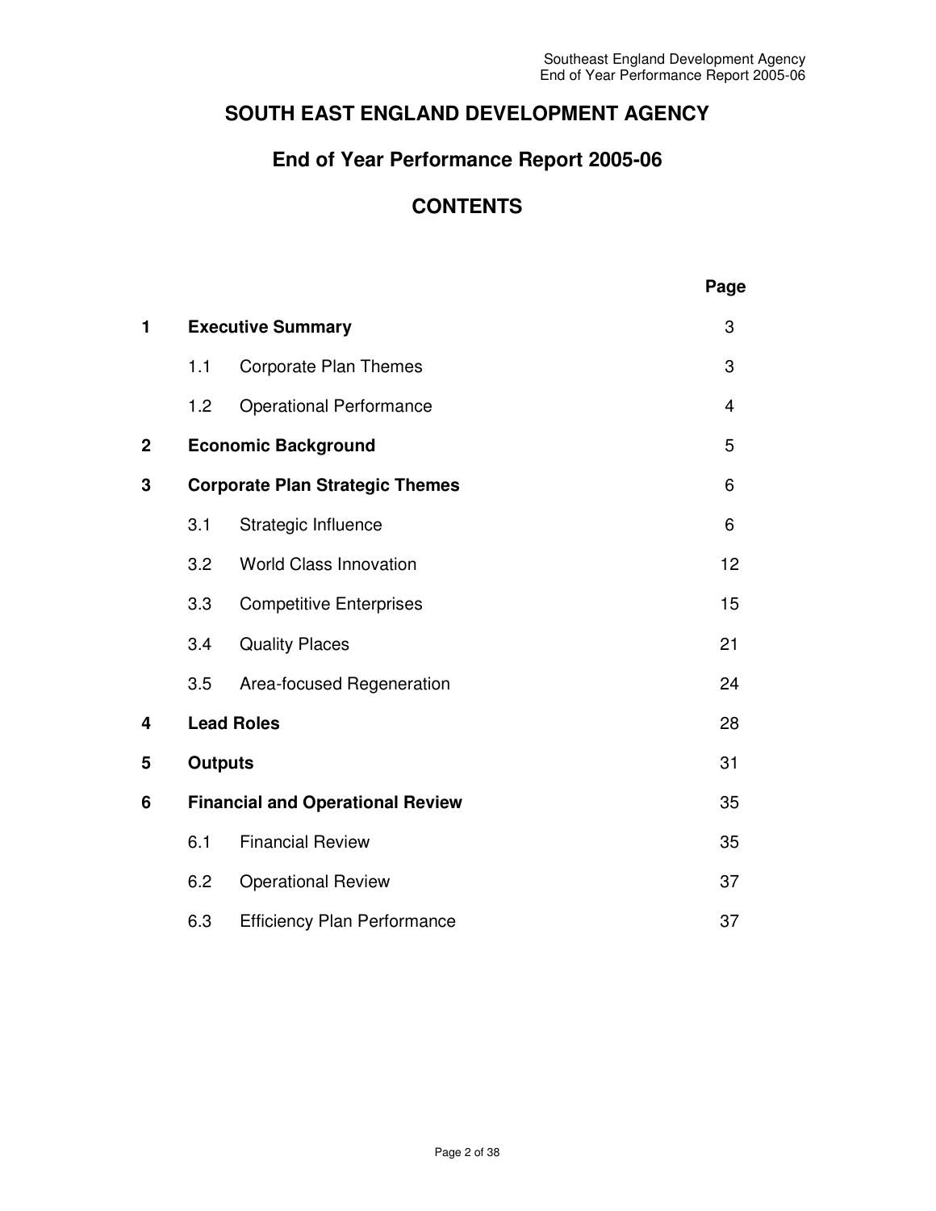# SOUTH EAST ENGLAND DEVELOPMENT AGENCY

## End of Year Performance Report 2005-06

## CONTENTS

| | | | Page |
|---|---|---|---|
| **1** | **Executive Summary** | | 3 |
| | 1.1 | Corporate Plan Themes | 3 |
| | 1.2 | Operational Performance | 4 |
| **2** | **Economic Background** | | 5 |
| **3** | **Corporate Plan Strategic Themes** | | 6 |
| | 3.1 | Strategic Influence | 6 |
| | 3.2 | World Class Innovation | 12 |
| | 3.3 | Competitive Enterprises | 15 |
| | 3.4 | Quality Places | 21 |
| | 3.5 | Area-focused Regeneration | 24 |
| **4** | **Lead Roles** | | 28 |
| **5** | **Outputs** | | 31 |
| **6** | **Financial and Operational Review** | | 35 |
| | 6.1 | Financial Review | 35 |
| | 6.2 | Operational Review | 37 |
| | 6.3 | Efficiency Plan Performance | 37 |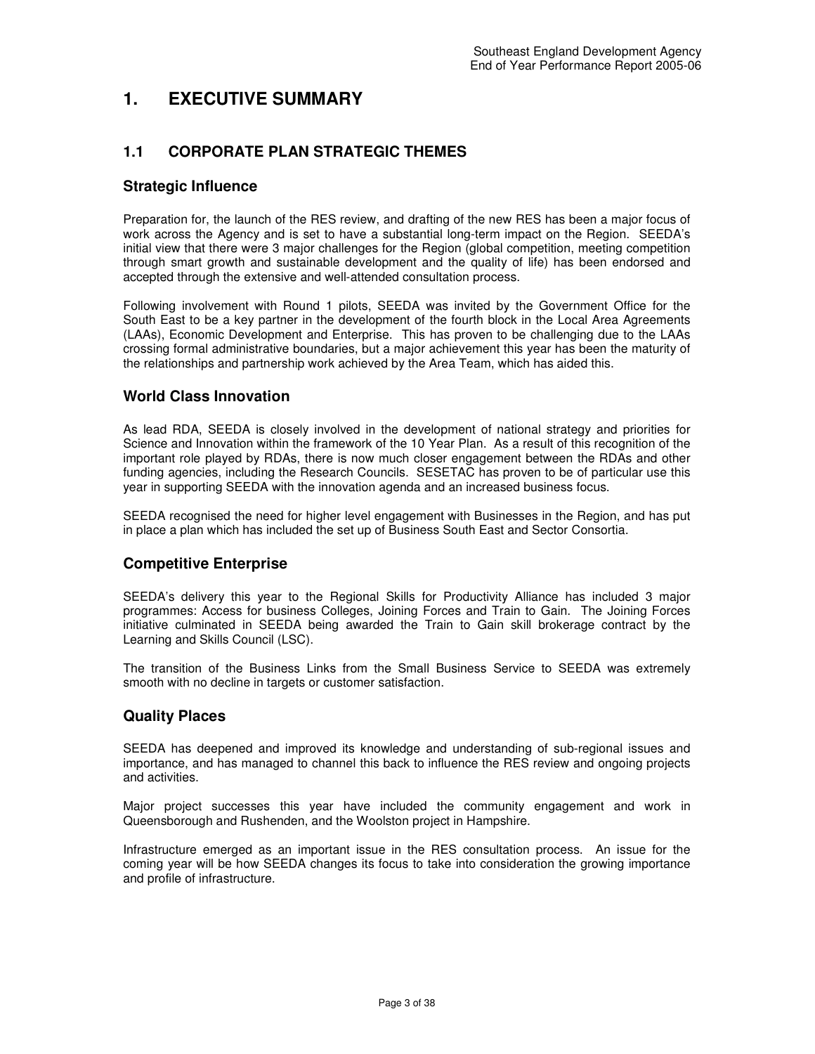# 1. EXECUTIVE SUMMARY

## 1.1 CORPORATE PLAN STRATEGIC THEMES

### Strategic Influence

Preparation for, the launch of the RES review, and drafting of the new RES has been a major focus of work across the Agency and is set to have a substantial long-term impact on the Region. SEEDA's initial view that there were 3 major challenges for the Region (global competition, meeting competition through smart growth and sustainable development and the quality of life) has been endorsed and accepted through the extensive and well-attended consultation process.

Following involvement with Round 1 pilots, SEEDA was invited by the Government Office for the South East to be a key partner in the development of the fourth block in the Local Area Agreements (LAAs), Economic Development and Enterprise. This has proven to be challenging due to the LAAs crossing formal administrative boundaries, but a major achievement this year has been the maturity of the relationships and partnership work achieved by the Area Team, which has aided this.

### World Class Innovation

As lead RDA, SEEDA is closely involved in the development of national strategy and priorities for Science and Innovation within the framework of the 10 Year Plan. As a result of this recognition of the important role played by RDAs, there is now much closer engagement between the RDAs and other funding agencies, including the Research Councils. SESETAC has proven to be of particular use this year in supporting SEEDA with the innovation agenda and an increased business focus.

SEEDA recognised the need for higher level engagement with Businesses in the Region, and has put in place a plan which has included the set up of Business South East and Sector Consortia.

### Competitive Enterprise

SEEDA's delivery this year to the Regional Skills for Productivity Alliance has included 3 major programmes: Access for business Colleges, Joining Forces and Train to Gain. The Joining Forces initiative culminated in SEEDA being awarded the Train to Gain skill brokerage contract by the Learning and Skills Council (LSC).

The transition of the Business Links from the Small Business Service to SEEDA was extremely smooth with no decline in targets or customer satisfaction.

### Quality Places

SEEDA has deepened and improved its knowledge and understanding of sub-regional issues and importance, and has managed to channel this back to influence the RES review and ongoing projects and activities.

Major project successes this year have included the community engagement and work in Queensborough and Rushenden, and the Woolston project in Hampshire.

Infrastructure emerged as an important issue in the RES consultation process. An issue for the coming year will be how SEEDA changes its focus to take into consideration the growing importance and profile of infrastructure.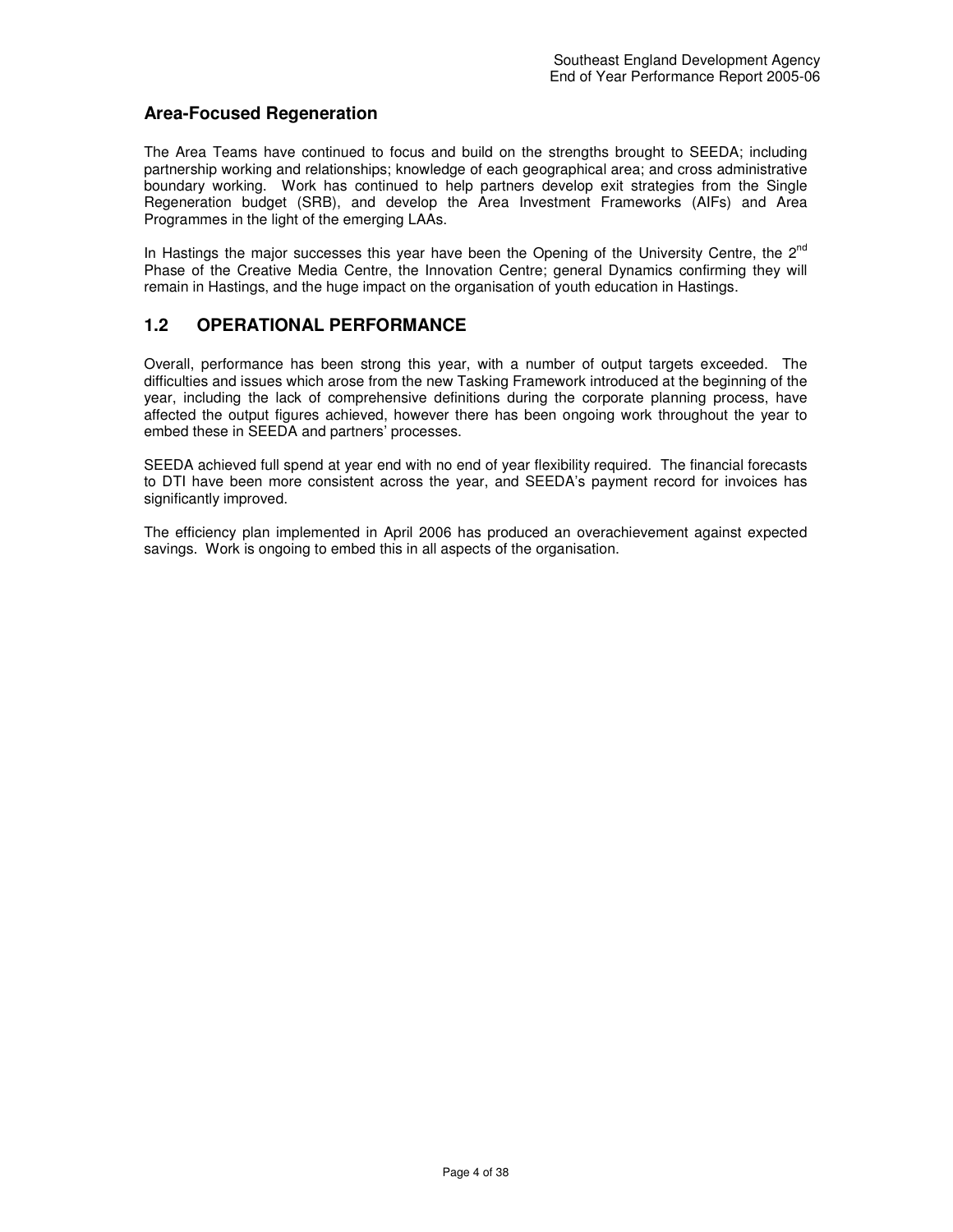## Area-Focused Regeneration

The Area Teams have continued to focus and build on the strengths brought to SEEDA; including partnership working and relationships; knowledge of each geographical area; and cross administrative boundary working. Work has continued to help partners develop exit strategies from the Single Regeneration budget (SRB), and develop the Area Investment Frameworks (AIFs) and Area Programmes in the light of the emerging LAAs.

In Hastings the major successes this year have been the Opening of the University Centre, the 2nd Phase of the Creative Media Centre, the Innovation Centre; general Dynamics confirming they will remain in Hastings, and the huge impact on the organisation of youth education in Hastings.

## 1.2 OPERATIONAL PERFORMANCE

Overall, performance has been strong this year, with a number of output targets exceeded. The difficulties and issues which arose from the new Tasking Framework introduced at the beginning of the year, including the lack of comprehensive definitions during the corporate planning process, have affected the output figures achieved, however there has been ongoing work throughout the year to embed these in SEEDA and partners' processes.

SEEDA achieved full spend at year end with no end of year flexibility required. The financial forecasts to DTI have been more consistent across the year, and SEEDA's payment record for invoices has significantly improved.

The efficiency plan implemented in April 2006 has produced an overachievement against expected savings. Work is ongoing to embed this in all aspects of the organisation.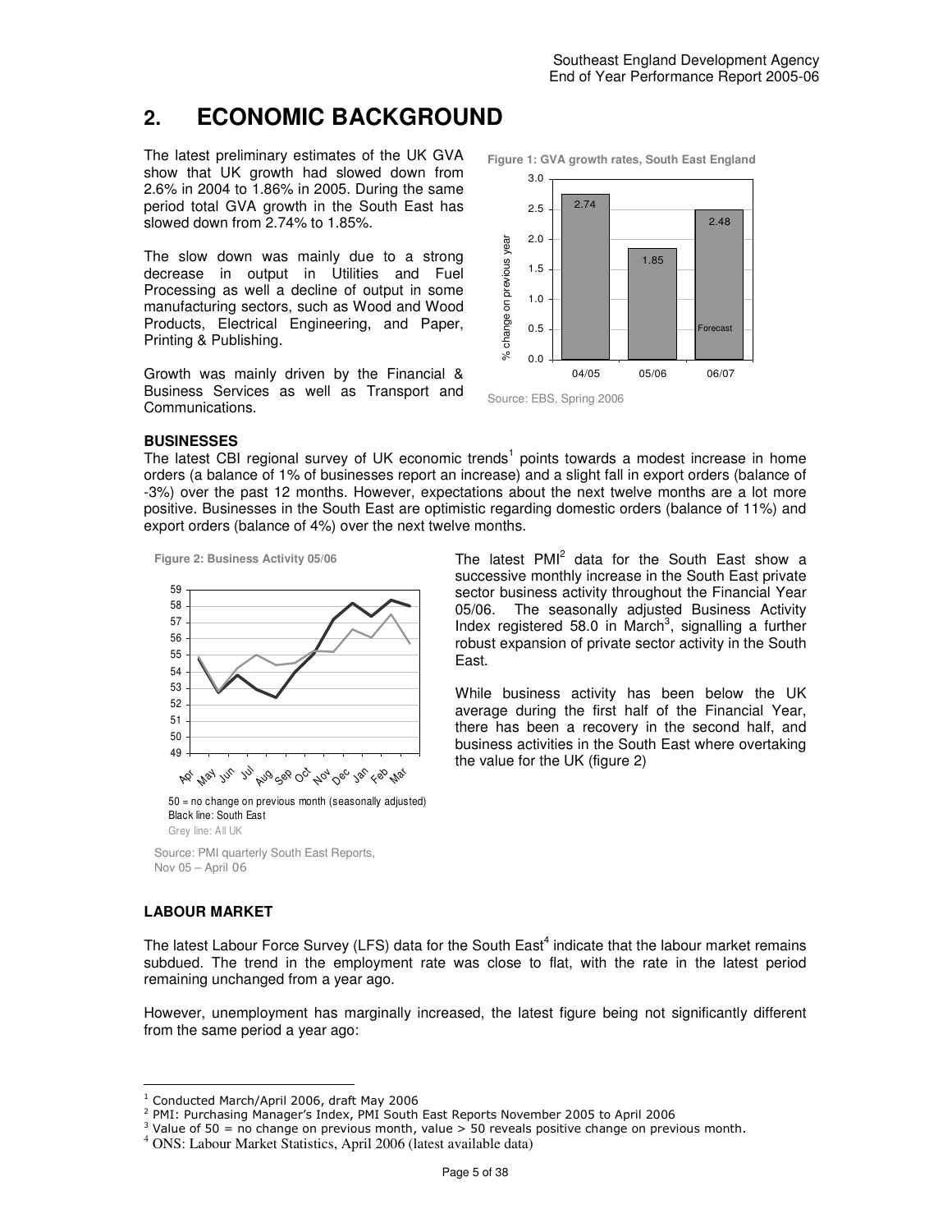## 2. ECONOMIC BACKGROUND

The latest preliminary estimates of the UK GVA show that UK growth had slowed down from 2.6% in 2004 to 1.86% in 2005. During the same period total GVA growth in the South East has slowed down from 2.74% to 1.85%.

The slow down was mainly due to a strong decrease in output in Utilities and Fuel Processing as well a decline of output in some manufacturing sectors, such as Wood and Wood Products, Electrical Engineering, and Paper, Printing & Publishing.

Growth was mainly driven by the Financial & Business Services as well as Transport and Communications.

**Figure 1: GVA growth rates, South East England**

% change on previous year

3.0
2.5
2.0
1.5
1.0
0.5
0.0

2.74
1.85
2.48
Forecast

04/05
05/06
06/07

Source: EBS, Spring 2006

**BUSINESSES**

The latest CBI regional survey of UK economic trends[1] points towards a modest increase in home orders (a balance of 1% of businesses report an increase) and a slight fall in export orders (balance of -3%) over the past 12 months. However, expectations about the next twelve months are a lot more positive. Businesses in the South East are optimistic regarding domestic orders (balance of 11%) and export orders (balance of 4%) over the next twelve months.

**Figure 2: Business Activity 05/06**

59
58
57
56
55
54
53
52
51
50
49

Apr May Jun Jul Aug Sep Oct Nov Dec Jan Feb Mar

50 = no change on previous month (seasonally adjusted)
Black line: South East
Grey line: All UK

Source: PMI quarterly South East Reports, Nov 05 – April 06

The latest PMI[2] data for the South East show a successive monthly increase in the South East private sector business activity throughout the Financial Year 05/06. The seasonally adjusted Business Activity Index registered 58.0 in March[3], signalling a further robust expansion of private sector activity in the South East.

While business activity has been below the UK average during the first half of the Financial Year, there has been a recovery in the second half, and business activities in the South East where overtaking the value for the UK (figure 2)

**LABOUR MARKET**

The latest Labour Force Survey (LFS) data for the South East[4] indicate that the labour market remains subdued. The trend in the employment rate was close to flat, with the rate in the latest period remaining unchanged from a year ago.

However, unemployment has marginally increased, the latest figure being not significantly different from the same period a year ago:

---

[1] Conducted March/April 2006, draft May 2006

[2] PMI: Purchasing Manager's Index, PMI South East Reports November 2005 to April 2006

[3] Value of 50 = no change on previous month, value > 50 reveals positive change on previous month.

[4] ONS: Labour Market Statistics, April 2006 (latest available data)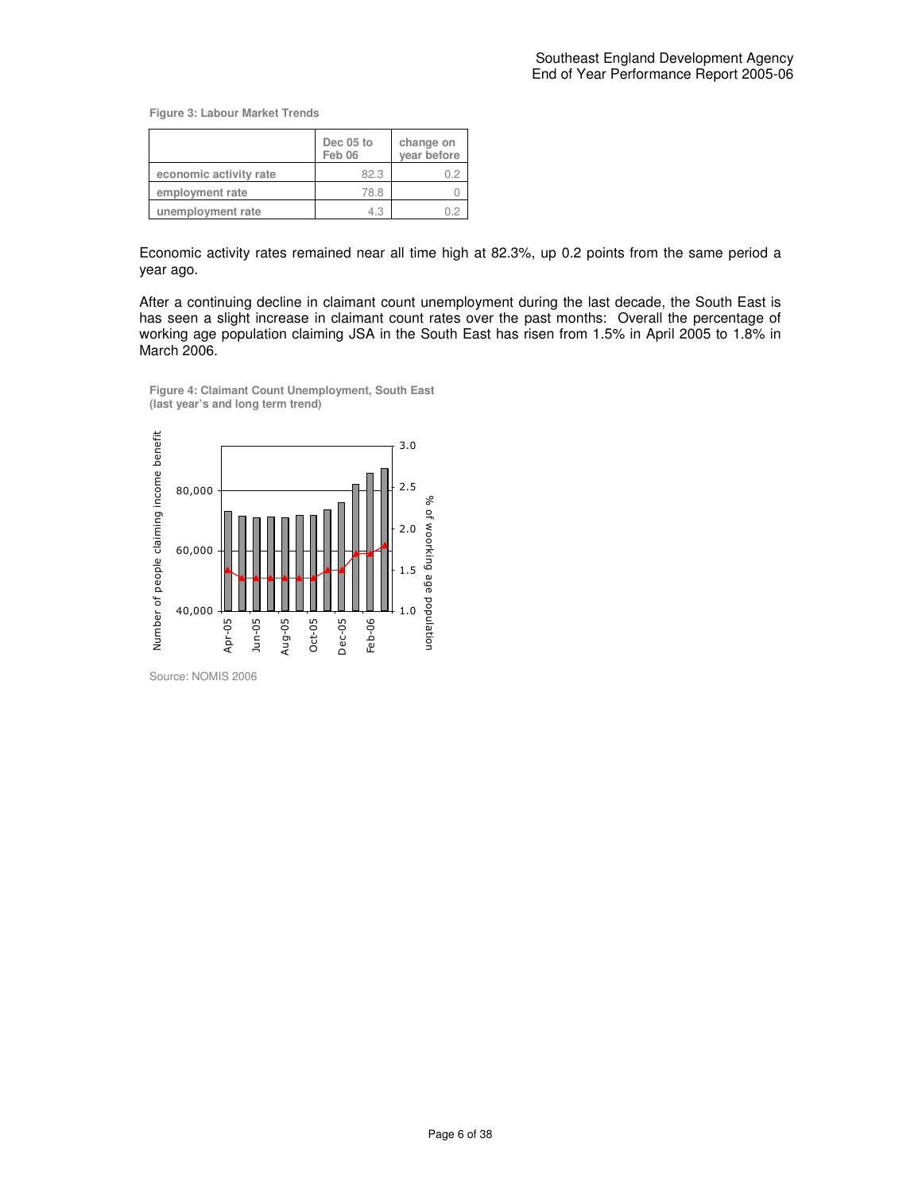**Figure 3: Labour Market Trends**

| | Dec 05 to Feb 06 | change on year before |
|---|---|---|
| economic activity rate | 82.3 | 0.2 |
| employment rate | 78.8 | 0 |
| unemployment rate | 4.3 | 0.2 |

Economic activity rates remained near all time high at 82.3%, up 0.2 points from the same period a year ago.

After a continuing decline in claimant count unemployment during the last decade, the South East is has seen a slight increase in claimant count rates over the past months: Overall the percentage of working age population claiming JSA in the South East has risen from 1.5% in April 2005 to 1.8% in March 2006.

**Figure 4: Claimant Count Unemployment, South East (last year's and long term trend)**

Number of people claiming income benefit

40,000
60,000
80,000

% of woorking age population

1.0
1.5
2.0
2.5
3.0

Apr-05
Jun-05
Aug-05
Oct-05
Dec-05
Feb-06

Source: NOMIS 2006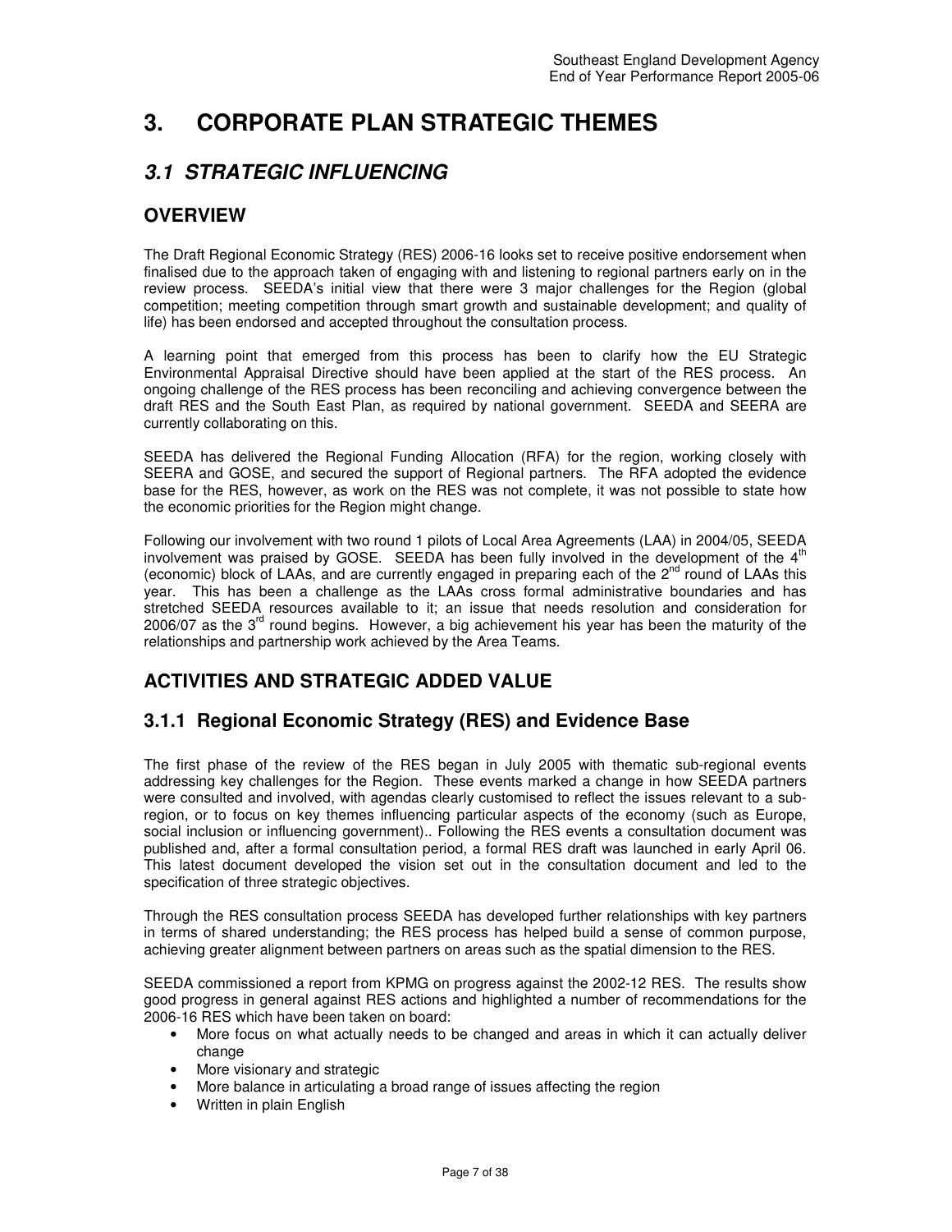# 3. CORPORATE PLAN STRATEGIC THEMES

## 3.1 STRATEGIC INFLUENCING

### OVERVIEW

The Draft Regional Economic Strategy (RES) 2006-16 looks set to receive positive endorsement when finalised due to the approach taken of engaging with and listening to regional partners early on in the review process. SEEDA's initial view that there were 3 major challenges for the Region (global competition; meeting competition through smart growth and sustainable development; and quality of life) has been endorsed and accepted throughout the consultation process.

A learning point that emerged from this process has been to clarify how the EU Strategic Environmental Appraisal Directive should have been applied at the start of the RES process. An ongoing challenge of the RES process has been reconciling and achieving convergence between the draft RES and the South East Plan, as required by national government. SEEDA and SEERA are currently collaborating on this.

SEEDA has delivered the Regional Funding Allocation (RFA) for the region, working closely with SEERA and GOSE, and secured the support of Regional partners. The RFA adopted the evidence base for the RES, however, as work on the RES was not complete, it was not possible to state how the economic priorities for the Region might change.

Following our involvement with two round 1 pilots of Local Area Agreements (LAA) in 2004/05, SEEDA involvement was praised by GOSE. SEEDA has been fully involved in the development of the 4th (economic) block of LAAs, and are currently engaged in preparing each of the 2nd round of LAAs this year. This has been a challenge as the LAAs cross formal administrative boundaries and has stretched SEEDA resources available to it; an issue that needs resolution and consideration for 2006/07 as the 3rd round begins. However, a big achievement his year has been the maturity of the relationships and partnership work achieved by the Area Teams.

### ACTIVITIES AND STRATEGIC ADDED VALUE

### 3.1.1 Regional Economic Strategy (RES) and Evidence Base

The first phase of the review of the RES began in July 2005 with thematic sub-regional events addressing key challenges for the Region. These events marked a change in how SEEDA partners were consulted and involved, with agendas clearly customised to reflect the issues relevant to a sub-region, or to focus on key themes influencing particular aspects of the economy (such as Europe, social inclusion or influencing government).. Following the RES events a consultation document was published and, after a formal consultation period, a formal RES draft was launched in early April 06. This latest document developed the vision set out in the consultation document and led to the specification of three strategic objectives.

Through the RES consultation process SEEDA has developed further relationships with key partners in terms of shared understanding; the RES process has helped build a sense of common purpose, achieving greater alignment between partners on areas such as the spatial dimension to the RES.

SEEDA commissioned a report from KPMG on progress against the 2002-12 RES. The results show good progress in general against RES actions and highlighted a number of recommendations for the 2006-16 RES which have been taken on board:

- More focus on what actually needs to be changed and areas in which it can actually deliver change
- More visionary and strategic
- More balance in articulating a broad range of issues affecting the region
- Written in plain English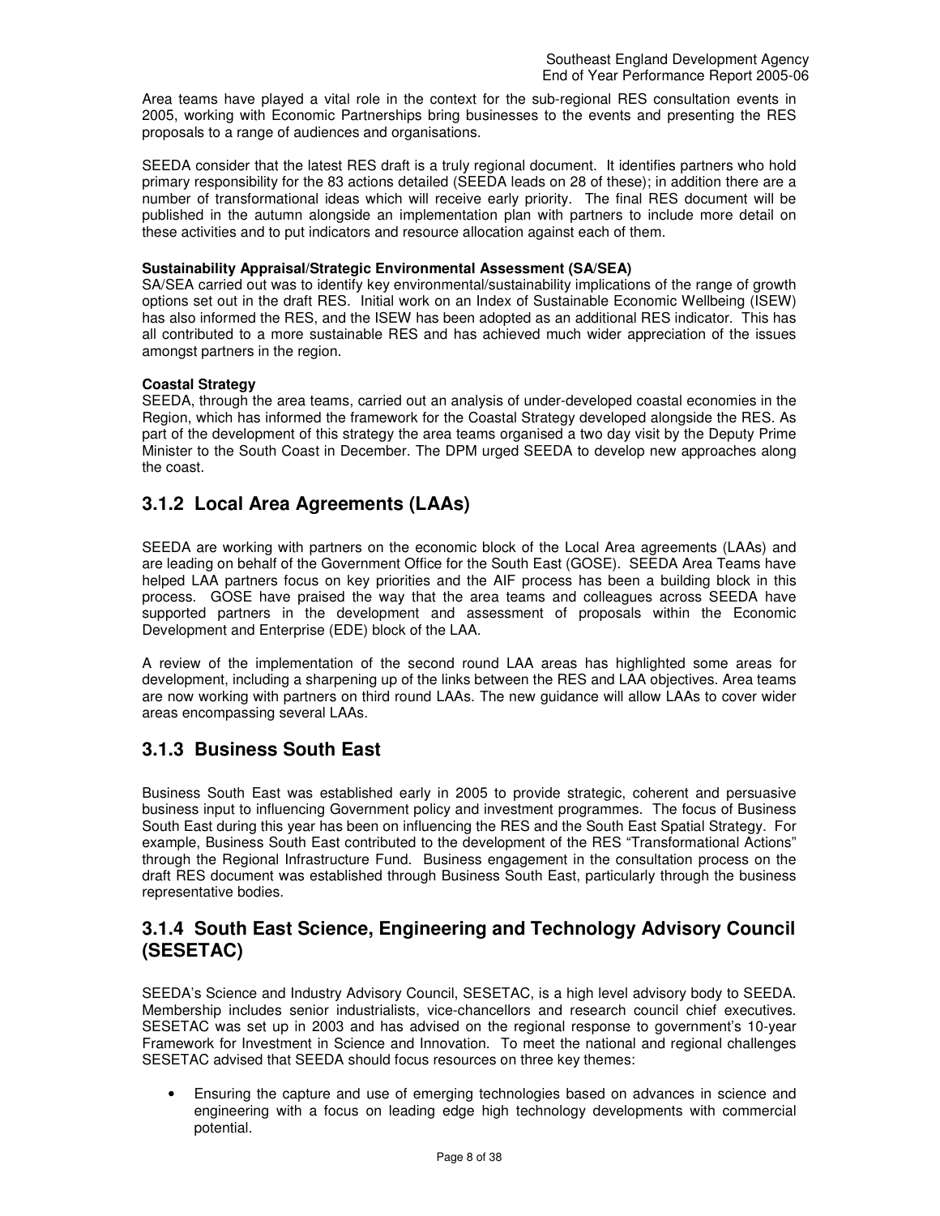Area teams have played a vital role in the context for the sub-regional RES consultation events in 2005, working with Economic Partnerships bring businesses to the events and presenting the RES proposals to a range of audiences and organisations.

SEEDA consider that the latest RES draft is a truly regional document. It identifies partners who hold primary responsibility for the 83 actions detailed (SEEDA leads on 28 of these); in addition there are a number of transformational ideas which will receive early priority. The final RES document will be published in the autumn alongside an implementation plan with partners to include more detail on these activities and to put indicators and resource allocation against each of them.

**Sustainability Appraisal/Strategic Environmental Assessment (SA/SEA)**

SA/SEA carried out was to identify key environmental/sustainability implications of the range of growth options set out in the draft RES. Initial work on an Index of Sustainable Economic Wellbeing (ISEW) has also informed the RES, and the ISEW has been adopted as an additional RES indicator. This has all contributed to a more sustainable RES and has achieved much wider appreciation of the issues amongst partners in the region.

**Coastal Strategy**

SEEDA, through the area teams, carried out an analysis of under-developed coastal economies in the Region, which has informed the framework for the Coastal Strategy developed alongside the RES. As part of the development of this strategy the area teams organised a two day visit by the Deputy Prime Minister to the South Coast in December. The DPM urged SEEDA to develop new approaches along the coast.

## 3.1.2 Local Area Agreements (LAAs)

SEEDA are working with partners on the economic block of the Local Area agreements (LAAs) and are leading on behalf of the Government Office for the South East (GOSE). SEEDA Area Teams have helped LAA partners focus on key priorities and the AIF process has been a building block in this process. GOSE have praised the way that the area teams and colleagues across SEEDA have supported partners in the development and assessment of proposals within the Economic Development and Enterprise (EDE) block of the LAA.

A review of the implementation of the second round LAA areas has highlighted some areas for development, including a sharpening up of the links between the RES and LAA objectives. Area teams are now working with partners on third round LAAs. The new guidance will allow LAAs to cover wider areas encompassing several LAAs.

## 3.1.3 Business South East

Business South East was established early in 2005 to provide strategic, coherent and persuasive business input to influencing Government policy and investment programmes. The focus of Business South East during this year has been on influencing the RES and the South East Spatial Strategy. For example, Business South East contributed to the development of the RES "Transformational Actions" through the Regional Infrastructure Fund. Business engagement in the consultation process on the draft RES document was established through Business South East, particularly through the business representative bodies.

## 3.1.4 South East Science, Engineering and Technology Advisory Council (SESETAC)

SEEDA's Science and Industry Advisory Council, SESETAC, is a high level advisory body to SEEDA. Membership includes senior industrialists, vice-chancellors and research council chief executives. SESETAC was set up in 2003 and has advised on the regional response to government's 10-year Framework for Investment in Science and Innovation. To meet the national and regional challenges SESETAC advised that SEEDA should focus resources on three key themes:

- Ensuring the capture and use of emerging technologies based on advances in science and engineering with a focus on leading edge high technology developments with commercial potential.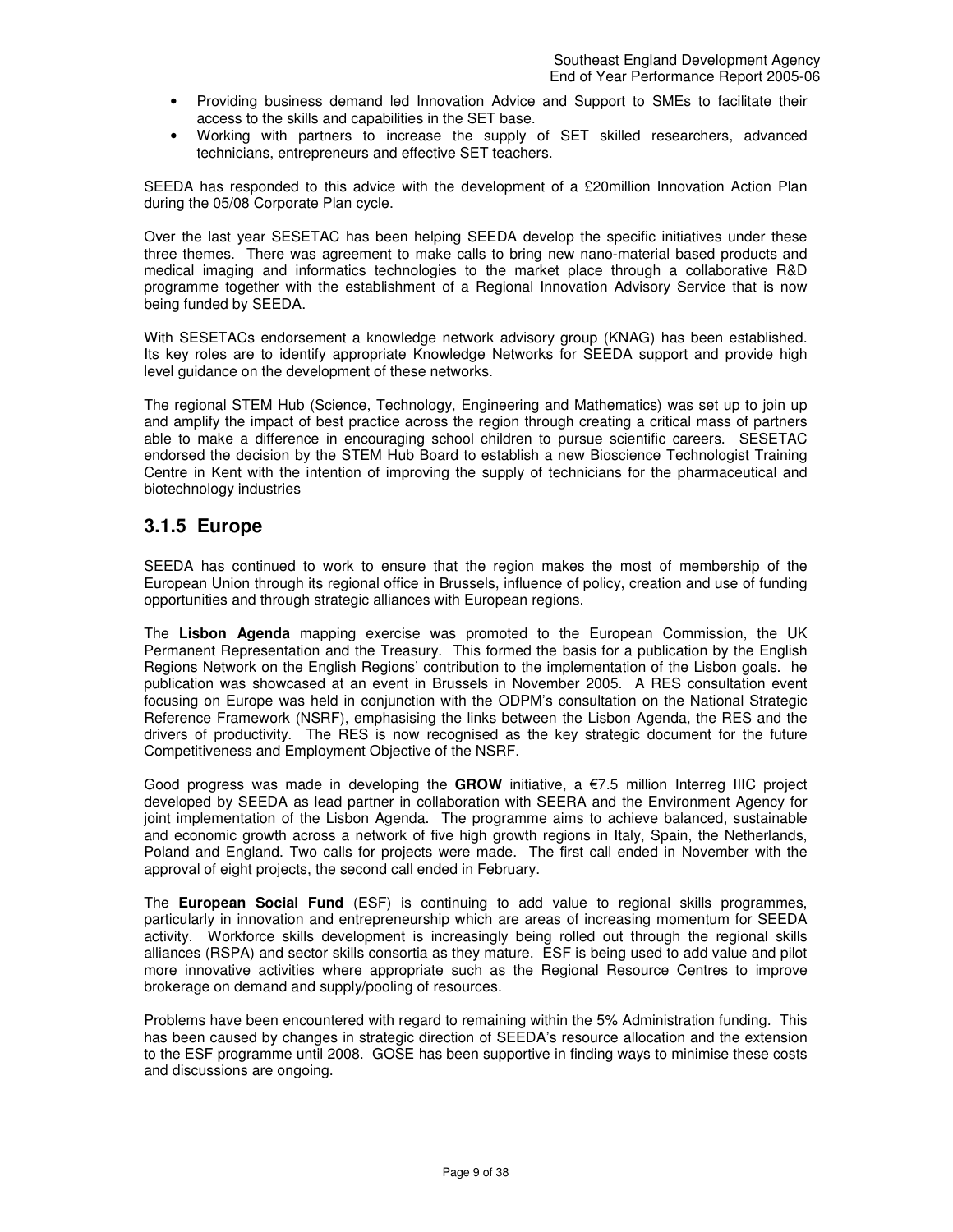- Providing business demand led Innovation Advice and Support to SMEs to facilitate their access to the skills and capabilities in the SET base.
- Working with partners to increase the supply of SET skilled researchers, advanced technicians, entrepreneurs and effective SET teachers.

SEEDA has responded to this advice with the development of a £20million Innovation Action Plan during the 05/08 Corporate Plan cycle.

Over the last year SESETAC has been helping SEEDA develop the specific initiatives under these three themes. There was agreement to make calls to bring new nano-material based products and medical imaging and informatics technologies to the market place through a collaborative R&D programme together with the establishment of a Regional Innovation Advisory Service that is now being funded by SEEDA.

With SESETACs endorsement a knowledge network advisory group (KNAG) has been established. Its key roles are to identify appropriate Knowledge Networks for SEEDA support and provide high level guidance on the development of these networks.

The regional STEM Hub (Science, Technology, Engineering and Mathematics) was set up to join up and amplify the impact of best practice across the region through creating a critical mass of partners able to make a difference in encouraging school children to pursue scientific careers. SESETAC endorsed the decision by the STEM Hub Board to establish a new Bioscience Technologist Training Centre in Kent with the intention of improving the supply of technicians for the pharmaceutical and biotechnology industries

## 3.1.5 Europe

SEEDA has continued to work to ensure that the region makes the most of membership of the European Union through its regional office in Brussels, influence of policy, creation and use of funding opportunities and through strategic alliances with European regions.

The **Lisbon Agenda** mapping exercise was promoted to the European Commission, the UK Permanent Representation and the Treasury. This formed the basis for a publication by the English Regions Network on the English Regions' contribution to the implementation of the Lisbon goals. he publication was showcased at an event in Brussels in November 2005. A RES consultation event focusing on Europe was held in conjunction with the ODPM's consultation on the National Strategic Reference Framework (NSRF), emphasising the links between the Lisbon Agenda, the RES and the drivers of productivity. The RES is now recognised as the key strategic document for the future Competitiveness and Employment Objective of the NSRF.

Good progress was made in developing the **GROW** initiative, a €7.5 million Interreg IIIC project developed by SEEDA as lead partner in collaboration with SEERA and the Environment Agency for joint implementation of the Lisbon Agenda. The programme aims to achieve balanced, sustainable and economic growth across a network of five high growth regions in Italy, Spain, the Netherlands, Poland and England. Two calls for projects were made. The first call ended in November with the approval of eight projects, the second call ended in February.

The **European Social Fund** (ESF) is continuing to add value to regional skills programmes, particularly in innovation and entrepreneurship which are areas of increasing momentum for SEEDA activity. Workforce skills development is increasingly being rolled out through the regional skills alliances (RSPA) and sector skills consortia as they mature. ESF is being used to add value and pilot more innovative activities where appropriate such as the Regional Resource Centres to improve brokerage on demand and supply/pooling of resources.

Problems have been encountered with regard to remaining within the 5% Administration funding. This has been caused by changes in strategic direction of SEEDA's resource allocation and the extension to the ESF programme until 2008. GOSE has been supportive in finding ways to minimise these costs and discussions are ongoing.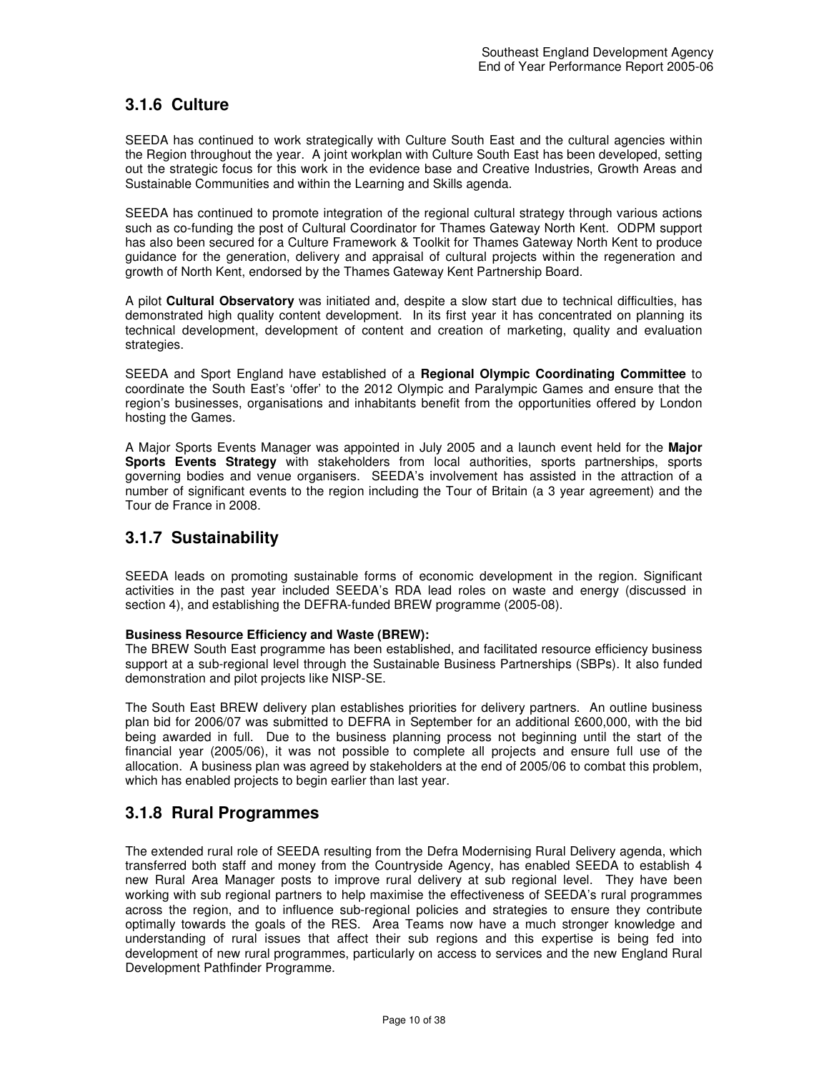## 3.1.6 Culture

SEEDA has continued to work strategically with Culture South East and the cultural agencies within the Region throughout the year. A joint workplan with Culture South East has been developed, setting out the strategic focus for this work in the evidence base and Creative Industries, Growth Areas and Sustainable Communities and within the Learning and Skills agenda.

SEEDA has continued to promote integration of the regional cultural strategy through various actions such as co-funding the post of Cultural Coordinator for Thames Gateway North Kent. ODPM support has also been secured for a Culture Framework & Toolkit for Thames Gateway North Kent to produce guidance for the generation, delivery and appraisal of cultural projects within the regeneration and growth of North Kent, endorsed by the Thames Gateway Kent Partnership Board.

A pilot **Cultural Observatory** was initiated and, despite a slow start due to technical difficulties, has demonstrated high quality content development. In its first year it has concentrated on planning its technical development, development of content and creation of marketing, quality and evaluation strategies.

SEEDA and Sport England have established of a **Regional Olympic Coordinating Committee** to coordinate the South East's 'offer' to the 2012 Olympic and Paralympic Games and ensure that the region's businesses, organisations and inhabitants benefit from the opportunities offered by London hosting the Games.

A Major Sports Events Manager was appointed in July 2005 and a launch event held for the **Major Sports Events Strategy** with stakeholders from local authorities, sports partnerships, sports governing bodies and venue organisers. SEEDA's involvement has assisted in the attraction of a number of significant events to the region including the Tour of Britain (a 3 year agreement) and the Tour de France in 2008.

## 3.1.7 Sustainability

SEEDA leads on promoting sustainable forms of economic development in the region. Significant activities in the past year included SEEDA's RDA lead roles on waste and energy (discussed in section 4), and establishing the DEFRA-funded BREW programme (2005-08).

**Business Resource Efficiency and Waste (BREW):**
The BREW South East programme has been established, and facilitated resource efficiency business support at a sub-regional level through the Sustainable Business Partnerships (SBPs). It also funded demonstration and pilot projects like NISP-SE.

The South East BREW delivery plan establishes priorities for delivery partners. An outline business plan bid for 2006/07 was submitted to DEFRA in September for an additional £600,000, with the bid being awarded in full. Due to the business planning process not beginning until the start of the financial year (2005/06), it was not possible to complete all projects and ensure full use of the allocation. A business plan was agreed by stakeholders at the end of 2005/06 to combat this problem, which has enabled projects to begin earlier than last year.

## 3.1.8 Rural Programmes

The extended rural role of SEEDA resulting from the Defra Modernising Rural Delivery agenda, which transferred both staff and money from the Countryside Agency, has enabled SEEDA to establish 4 new Rural Area Manager posts to improve rural delivery at sub regional level. They have been working with sub regional partners to help maximise the effectiveness of SEEDA's rural programmes across the region, and to influence sub-regional policies and strategies to ensure they contribute optimally towards the goals of the RES. Area Teams now have a much stronger knowledge and understanding of rural issues that affect their sub regions and this expertise is being fed into development of new rural programmes, particularly on access to services and the new England Rural Development Pathfinder Programme.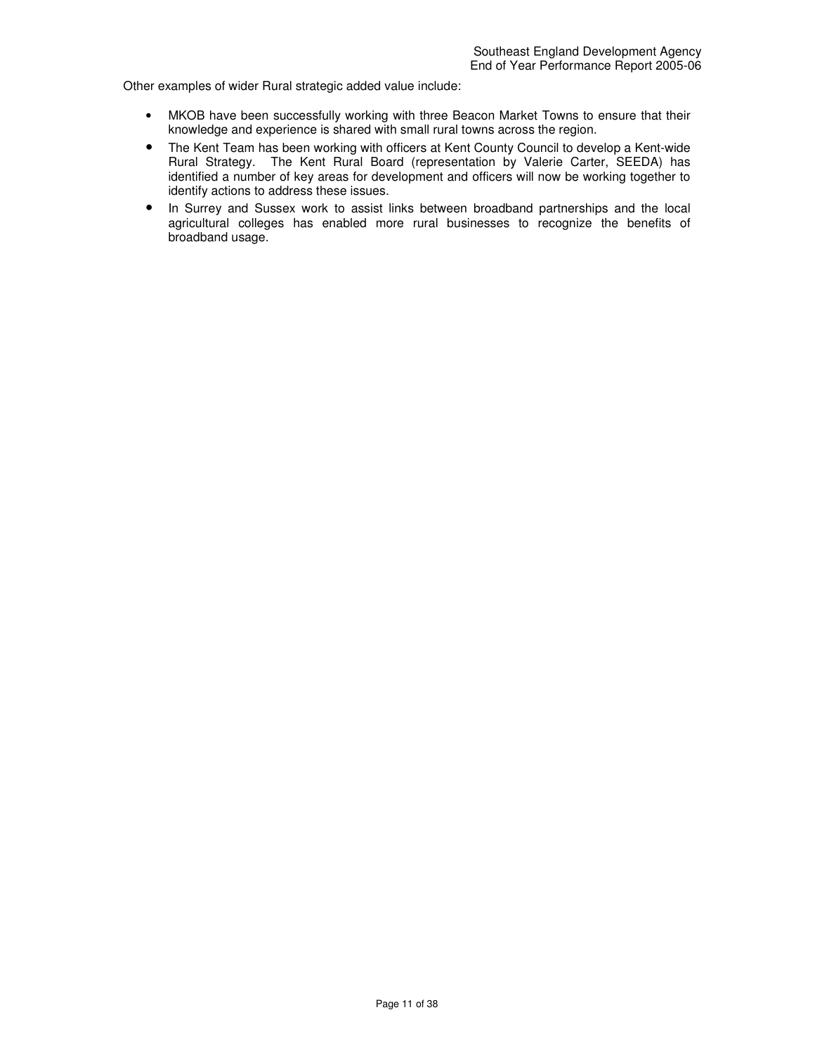Other examples of wider Rural strategic added value include:

- MKOB have been successfully working with three Beacon Market Towns to ensure that their knowledge and experience is shared with small rural towns across the region.
- The Kent Team has been working with officers at Kent County Council to develop a Kent-wide Rural Strategy. The Kent Rural Board (representation by Valerie Carter, SEEDA) has identified a number of key areas for development and officers will now be working together to identify actions to address these issues.
- In Surrey and Sussex work to assist links between broadband partnerships and the local agricultural colleges has enabled more rural businesses to recognize the benefits of broadband usage.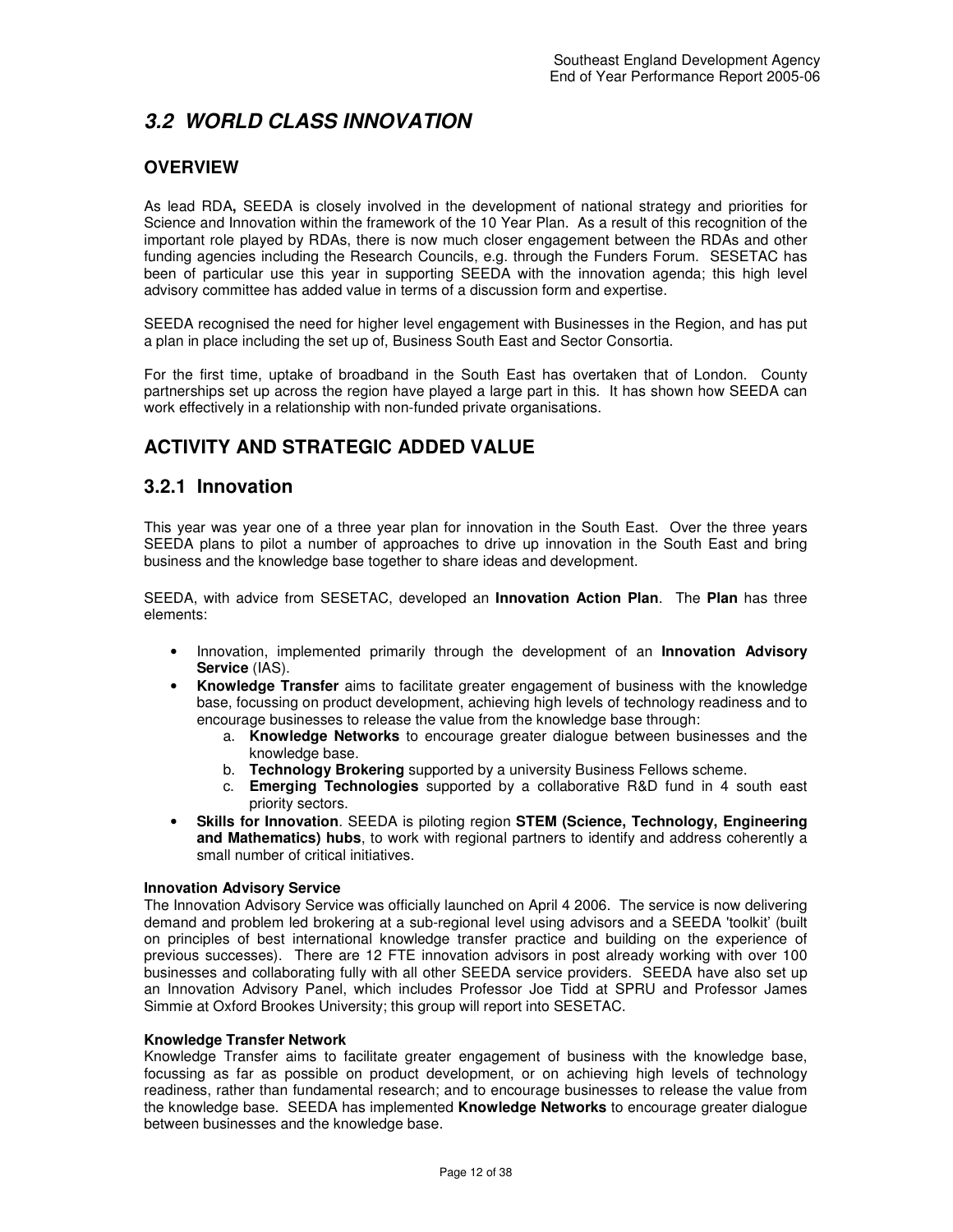## *3.2 WORLD CLASS INNOVATION*

### OVERVIEW

As lead RDA**,** SEEDA is closely involved in the development of national strategy and priorities for Science and Innovation within the framework of the 10 Year Plan. As a result of this recognition of the important role played by RDAs, there is now much closer engagement between the RDAs and other funding agencies including the Research Councils, e.g. through the Funders Forum. SESETAC has been of particular use this year in supporting SEEDA with the innovation agenda; this high level advisory committee has added value in terms of a discussion form and expertise.

SEEDA recognised the need for higher level engagement with Businesses in the Region, and has put a plan in place including the set up of, Business South East and Sector Consortia.

For the first time, uptake of broadband in the South East has overtaken that of London. County partnerships set up across the region have played a large part in this. It has shown how SEEDA can work effectively in a relationship with non-funded private organisations.

## ACTIVITY AND STRATEGIC ADDED VALUE

### 3.2.1 Innovation

This year was year one of a three year plan for innovation in the South East. Over the three years SEEDA plans to pilot a number of approaches to drive up innovation in the South East and bring business and the knowledge base together to share ideas and development.

SEEDA, with advice from SESETAC, developed an **Innovation Action Plan**. The **Plan** has three elements:

- Innovation, implemented primarily through the development of an **Innovation Advisory Service** (IAS).
- **Knowledge Transfer** aims to facilitate greater engagement of business with the knowledge base, focussing on product development, achieving high levels of technology readiness and to encourage businesses to release the value from the knowledge base through:
  a. **Knowledge Networks** to encourage greater dialogue between businesses and the knowledge base.
  b. **Technology Brokering** supported by a university Business Fellows scheme.
  c. **Emerging Technologies** supported by a collaborative R&D fund in 4 south east priority sectors.
- **Skills for Innovation**. SEEDA is piloting region **STEM (Science, Technology, Engineering and Mathematics) hubs**, to work with regional partners to identify and address coherently a small number of critical initiatives.

**Innovation Advisory Service**
The Innovation Advisory Service was officially launched on April 4 2006. The service is now delivering demand and problem led brokering at a sub-regional level using advisors and a SEEDA 'toolkit' (built on principles of best international knowledge transfer practice and building on the experience of previous successes). There are 12 FTE innovation advisors in post already working with over 100 businesses and collaborating fully with all other SEEDA service providers. SEEDA have also set up an Innovation Advisory Panel, which includes Professor Joe Tidd at SPRU and Professor James Simmie at Oxford Brookes University; this group will report into SESETAC.

**Knowledge Transfer Network**
Knowledge Transfer aims to facilitate greater engagement of business with the knowledge base, focussing as far as possible on product development, or on achieving high levels of technology readiness, rather than fundamental research; and to encourage businesses to release the value from the knowledge base. SEEDA has implemented **Knowledge Networks** to encourage greater dialogue between businesses and the knowledge base.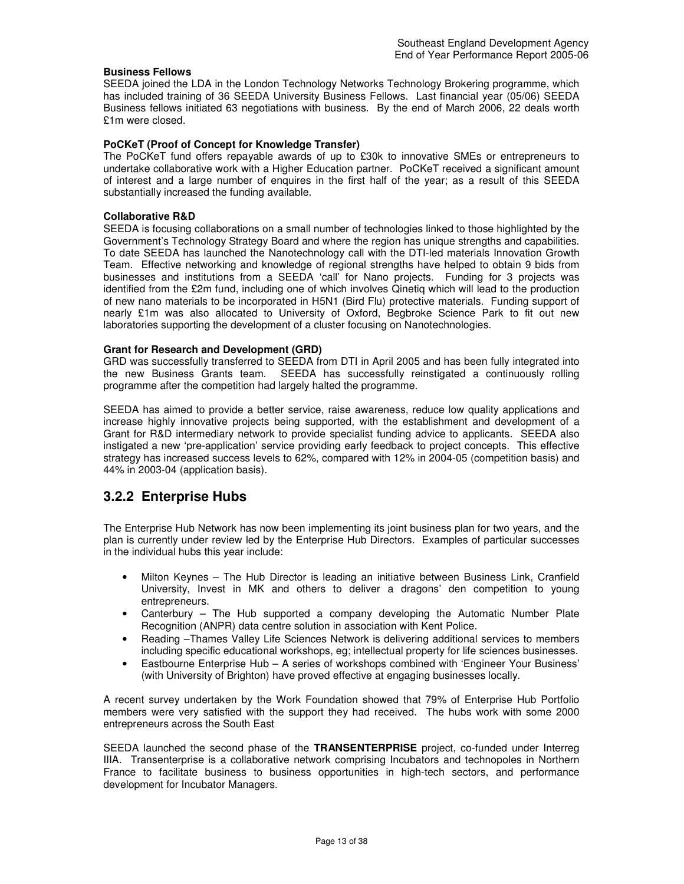**Business Fellows**

SEEDA joined the LDA in the London Technology Networks Technology Brokering programme, which has included training of 36 SEEDA University Business Fellows. Last financial year (05/06) SEEDA Business fellows initiated 63 negotiations with business. By the end of March 2006, 22 deals worth £1m were closed.

**PoCKeT (Proof of Concept for Knowledge Transfer)**

The PoCKeT fund offers repayable awards of up to £30k to innovative SMEs or entrepreneurs to undertake collaborative work with a Higher Education partner. PoCKeT received a significant amount of interest and a large number of enquires in the first half of the year; as a result of this SEEDA substantially increased the funding available.

**Collaborative R&D**

SEEDA is focusing collaborations on a small number of technologies linked to those highlighted by the Government's Technology Strategy Board and where the region has unique strengths and capabilities. To date SEEDA has launched the Nanotechnology call with the DTI-led materials Innovation Growth Team. Effective networking and knowledge of regional strengths have helped to obtain 9 bids from businesses and institutions from a SEEDA 'call' for Nano projects. Funding for 3 projects was identified from the £2m fund, including one of which involves Qinetiq which will lead to the production of new nano materials to be incorporated in H5N1 (Bird Flu) protective materials. Funding support of nearly £1m was also allocated to University of Oxford, Begbroke Science Park to fit out new laboratories supporting the development of a cluster focusing on Nanotechnologies.

**Grant for Research and Development (GRD)**

GRD was successfully transferred to SEEDA from DTI in April 2005 and has been fully integrated into the new Business Grants team. SEEDA has successfully reinstigated a continuously rolling programme after the competition had largely halted the programme.

SEEDA has aimed to provide a better service, raise awareness, reduce low quality applications and increase highly innovative projects being supported, with the establishment and development of a Grant for R&D intermediary network to provide specialist funding advice to applicants. SEEDA also instigated a new 'pre-application' service providing early feedback to project concepts. This effective strategy has increased success levels to 62%, compared with 12% in 2004-05 (competition basis) and 44% in 2003-04 (application basis).

## 3.2.2 Enterprise Hubs

The Enterprise Hub Network has now been implementing its joint business plan for two years, and the plan is currently under review led by the Enterprise Hub Directors. Examples of particular successes in the individual hubs this year include:

- Milton Keynes – The Hub Director is leading an initiative between Business Link, Cranfield University, Invest in MK and others to deliver a dragons' den competition to young entrepreneurs.
- Canterbury – The Hub supported a company developing the Automatic Number Plate Recognition (ANPR) data centre solution in association with Kent Police.
- Reading –Thames Valley Life Sciences Network is delivering additional services to members including specific educational workshops, eg; intellectual property for life sciences businesses.
- Eastbourne Enterprise Hub – A series of workshops combined with 'Engineer Your Business' (with University of Brighton) have proved effective at engaging businesses locally.

A recent survey undertaken by the Work Foundation showed that 79% of Enterprise Hub Portfolio members were very satisfied with the support they had received. The hubs work with some 2000 entrepreneurs across the South East

SEEDA launched the second phase of the **TRANSENTERPRISE** project, co-funded under Interreg IIIA. Transenterprise is a collaborative network comprising Incubators and technopoles in Northern France to facilitate business to business opportunities in high-tech sectors, and performance development for Incubator Managers.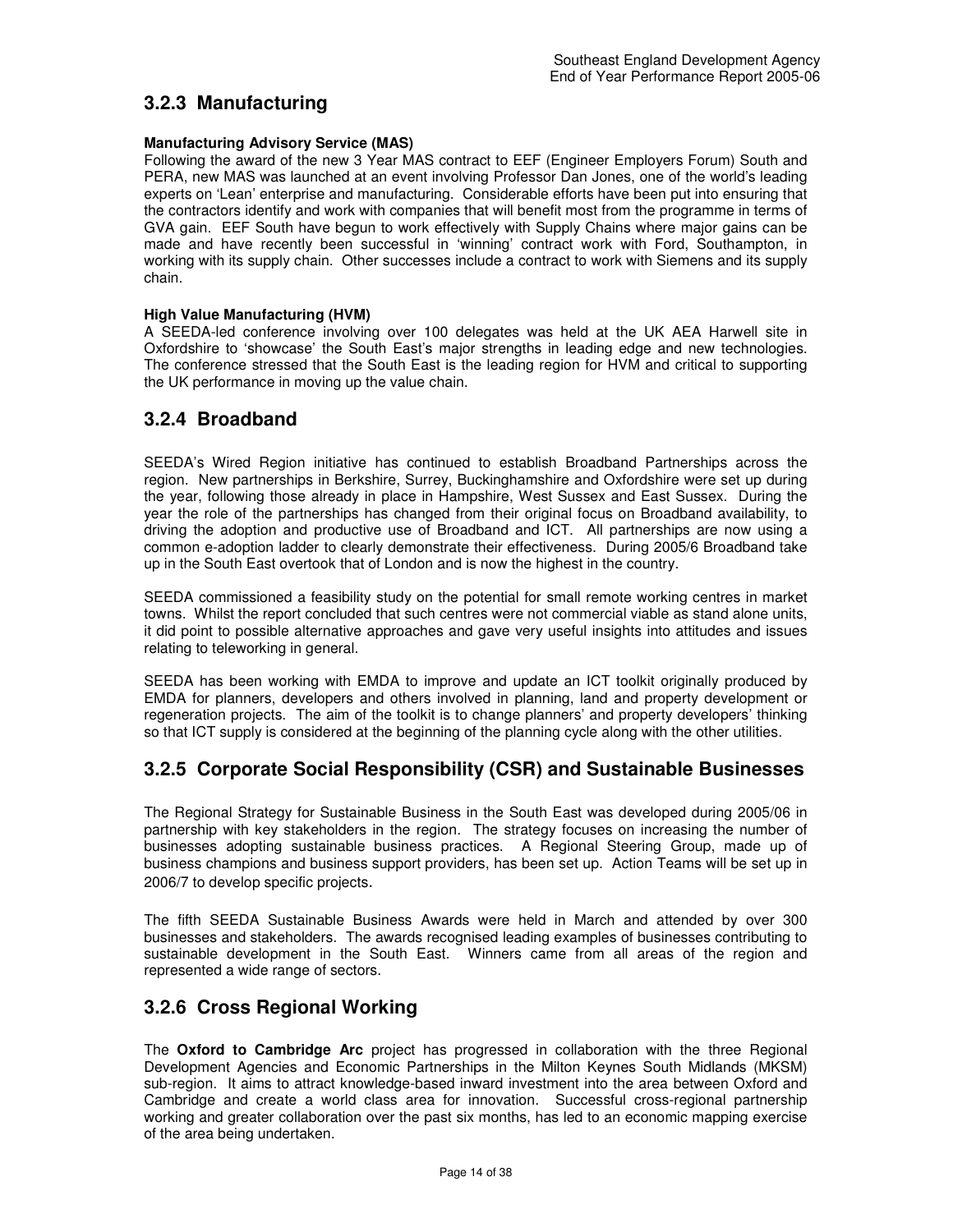### 3.2.3 Manufacturing

**Manufacturing Advisory Service (MAS)**

Following the award of the new 3 Year MAS contract to EEF (Engineer Employers Forum) South and PERA, new MAS was launched at an event involving Professor Dan Jones, one of the world's leading experts on 'Lean' enterprise and manufacturing. Considerable efforts have been put into ensuring that the contractors identify and work with companies that will benefit most from the programme in terms of GVA gain. EEF South have begun to work effectively with Supply Chains where major gains can be made and have recently been successful in 'winning' contract work with Ford, Southampton, in working with its supply chain. Other successes include a contract to work with Siemens and its supply chain.

**High Value Manufacturing (HVM)**

A SEEDA-led conference involving over 100 delegates was held at the UK AEA Harwell site in Oxfordshire to 'showcase' the South East's major strengths in leading edge and new technologies. The conference stressed that the South East is the leading region for HVM and critical to supporting the UK performance in moving up the value chain.

### 3.2.4 Broadband

SEEDA's Wired Region initiative has continued to establish Broadband Partnerships across the region. New partnerships in Berkshire, Surrey, Buckinghamshire and Oxfordshire were set up during the year, following those already in place in Hampshire, West Sussex and East Sussex. During the year the role of the partnerships has changed from their original focus on Broadband availability, to driving the adoption and productive use of Broadband and ICT. All partnerships are now using a common e-adoption ladder to clearly demonstrate their effectiveness. During 2005/6 Broadband take up in the South East overtook that of London and is now the highest in the country.

SEEDA commissioned a feasibility study on the potential for small remote working centres in market towns. Whilst the report concluded that such centres were not commercial viable as stand alone units, it did point to possible alternative approaches and gave very useful insights into attitudes and issues relating to teleworking in general.

SEEDA has been working with EMDA to improve and update an ICT toolkit originally produced by EMDA for planners, developers and others involved in planning, land and property development or regeneration projects. The aim of the toolkit is to change planners' and property developers' thinking so that ICT supply is considered at the beginning of the planning cycle along with the other utilities.

### 3.2.5 Corporate Social Responsibility (CSR) and Sustainable Businesses

The Regional Strategy for Sustainable Business in the South East was developed during 2005/06 in partnership with key stakeholders in the region. The strategy focuses on increasing the number of businesses adopting sustainable business practices. A Regional Steering Group, made up of business champions and business support providers, has been set up. Action Teams will be set up in 2006/7 to develop specific projects.

The fifth SEEDA Sustainable Business Awards were held in March and attended by over 300 businesses and stakeholders. The awards recognised leading examples of businesses contributing to sustainable development in the South East. Winners came from all areas of the region and represented a wide range of sectors.

### 3.2.6 Cross Regional Working

The **Oxford to Cambridge Arc** project has progressed in collaboration with the three Regional Development Agencies and Economic Partnerships in the Milton Keynes South Midlands (MKSM) sub-region. It aims to attract knowledge-based inward investment into the area between Oxford and Cambridge and create a world class area for innovation. Successful cross-regional partnership working and greater collaboration over the past six months, has led to an economic mapping exercise of the area being undertaken.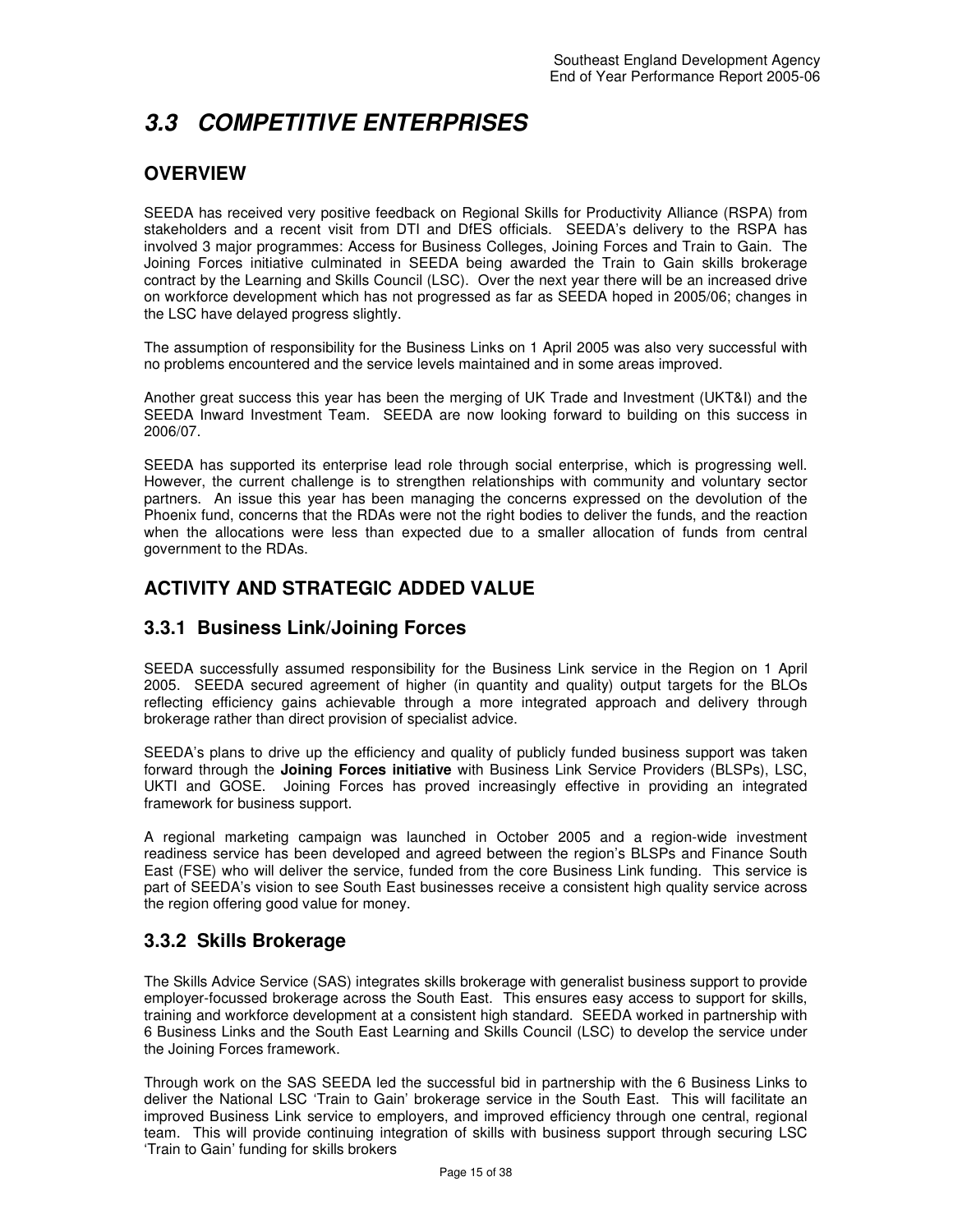# *3.3 COMPETITIVE ENTERPRISES*

## OVERVIEW

SEEDA has received very positive feedback on Regional Skills for Productivity Alliance (RSPA) from stakeholders and a recent visit from DTI and DfES officials. SEEDA's delivery to the RSPA has involved 3 major programmes: Access for Business Colleges, Joining Forces and Train to Gain. The Joining Forces initiative culminated in SEEDA being awarded the Train to Gain skills brokerage contract by the Learning and Skills Council (LSC). Over the next year there will be an increased drive on workforce development which has not progressed as far as SEEDA hoped in 2005/06; changes in the LSC have delayed progress slightly.

The assumption of responsibility for the Business Links on 1 April 2005 was also very successful with no problems encountered and the service levels maintained and in some areas improved.

Another great success this year has been the merging of UK Trade and Investment (UKT&I) and the SEEDA Inward Investment Team. SEEDA are now looking forward to building on this success in 2006/07.

SEEDA has supported its enterprise lead role through social enterprise, which is progressing well. However, the current challenge is to strengthen relationships with community and voluntary sector partners. An issue this year has been managing the concerns expressed on the devolution of the Phoenix fund, concerns that the RDAs were not the right bodies to deliver the funds, and the reaction when the allocations were less than expected due to a smaller allocation of funds from central government to the RDAs.

## ACTIVITY AND STRATEGIC ADDED VALUE

### 3.3.1 Business Link/Joining Forces

SEEDA successfully assumed responsibility for the Business Link service in the Region on 1 April 2005. SEEDA secured agreement of higher (in quantity and quality) output targets for the BLOs reflecting efficiency gains achievable through a more integrated approach and delivery through brokerage rather than direct provision of specialist advice.

SEEDA's plans to drive up the efficiency and quality of publicly funded business support was taken forward through the **Joining Forces initiative** with Business Link Service Providers (BLSPs), LSC, UKTI and GOSE. Joining Forces has proved increasingly effective in providing an integrated framework for business support.

A regional marketing campaign was launched in October 2005 and a region-wide investment readiness service has been developed and agreed between the region's BLSPs and Finance South East (FSE) who will deliver the service, funded from the core Business Link funding. This service is part of SEEDA's vision to see South East businesses receive a consistent high quality service across the region offering good value for money.

### 3.3.2 Skills Brokerage

The Skills Advice Service (SAS) integrates skills brokerage with generalist business support to provide employer-focussed brokerage across the South East. This ensures easy access to support for skills, training and workforce development at a consistent high standard. SEEDA worked in partnership with 6 Business Links and the South East Learning and Skills Council (LSC) to develop the service under the Joining Forces framework.

Through work on the SAS SEEDA led the successful bid in partnership with the 6 Business Links to deliver the National LSC 'Train to Gain' brokerage service in the South East. This will facilitate an improved Business Link service to employers, and improved efficiency through one central, regional team. This will provide continuing integration of skills with business support through securing LSC 'Train to Gain' funding for skills brokers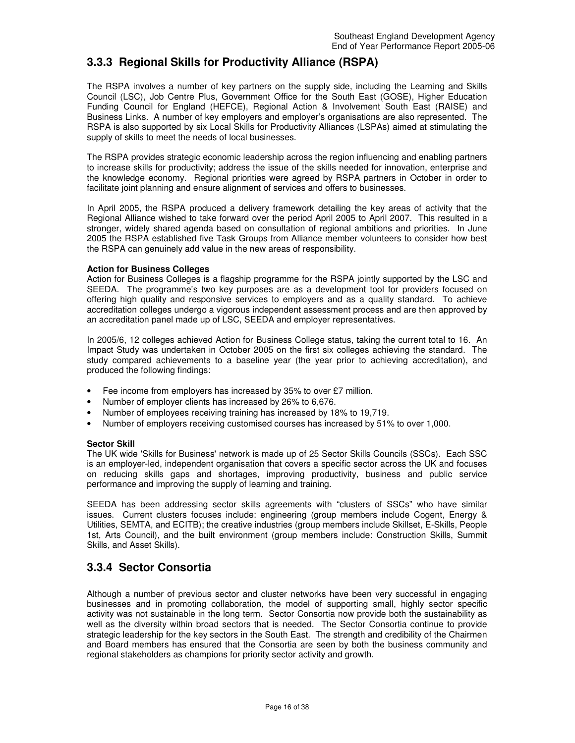## 3.3.3 Regional Skills for Productivity Alliance (RSPA)

The RSPA involves a number of key partners on the supply side, including the Learning and Skills Council (LSC), Job Centre Plus, Government Office for the South East (GOSE), Higher Education Funding Council for England (HEFCE), Regional Action & Involvement South East (RAISE) and Business Links. A number of key employers and employer's organisations are also represented. The RSPA is also supported by six Local Skills for Productivity Alliances (LSPAs) aimed at stimulating the supply of skills to meet the needs of local businesses.

The RSPA provides strategic economic leadership across the region influencing and enabling partners to increase skills for productivity; address the issue of the skills needed for innovation, enterprise and the knowledge economy. Regional priorities were agreed by RSPA partners in October in order to facilitate joint planning and ensure alignment of services and offers to businesses.

In April 2005, the RSPA produced a delivery framework detailing the key areas of activity that the Regional Alliance wished to take forward over the period April 2005 to April 2007. This resulted in a stronger, widely shared agenda based on consultation of regional ambitions and priorities. In June 2005 the RSPA established five Task Groups from Alliance member volunteers to consider how best the RSPA can genuinely add value in the new areas of responsibility.

**Action for Business Colleges**
Action for Business Colleges is a flagship programme for the RSPA jointly supported by the LSC and SEEDA. The programme's two key purposes are as a development tool for providers focused on offering high quality and responsive services to employers and as a quality standard. To achieve accreditation colleges undergo a vigorous independent assessment process and are then approved by an accreditation panel made up of LSC, SEEDA and employer representatives.

In 2005/6, 12 colleges achieved Action for Business College status, taking the current total to 16. An Impact Study was undertaken in October 2005 on the first six colleges achieving the standard. The study compared achievements to a baseline year (the year prior to achieving accreditation), and produced the following findings:

- Fee income from employers has increased by 35% to over £7 million.
- Number of employer clients has increased by 26% to 6,676.
- Number of employees receiving training has increased by 18% to 19,719.
- Number of employers receiving customised courses has increased by 51% to over 1,000.

**Sector Skill**
The UK wide 'Skills for Business' network is made up of 25 Sector Skills Councils (SSCs). Each SSC is an employer-led, independent organisation that covers a specific sector across the UK and focuses on reducing skills gaps and shortages, improving productivity, business and public service performance and improving the supply of learning and training.

SEEDA has been addressing sector skills agreements with "clusters of SSCs" who have similar issues. Current clusters focuses include: engineering (group members include Cogent, Energy & Utilities, SEMTA, and ECITB); the creative industries (group members include Skillset, E-Skills, People 1st, Arts Council), and the built environment (group members include: Construction Skills, Summit Skills, and Asset Skills).

## 3.3.4 Sector Consortia

Although a number of previous sector and cluster networks have been very successful in engaging businesses and in promoting collaboration, the model of supporting small, highly sector specific activity was not sustainable in the long term. Sector Consortia now provide both the sustainability as well as the diversity within broad sectors that is needed. The Sector Consortia continue to provide strategic leadership for the key sectors in the South East. The strength and credibility of the Chairmen and Board members has ensured that the Consortia are seen by both the business community and regional stakeholders as champions for priority sector activity and growth.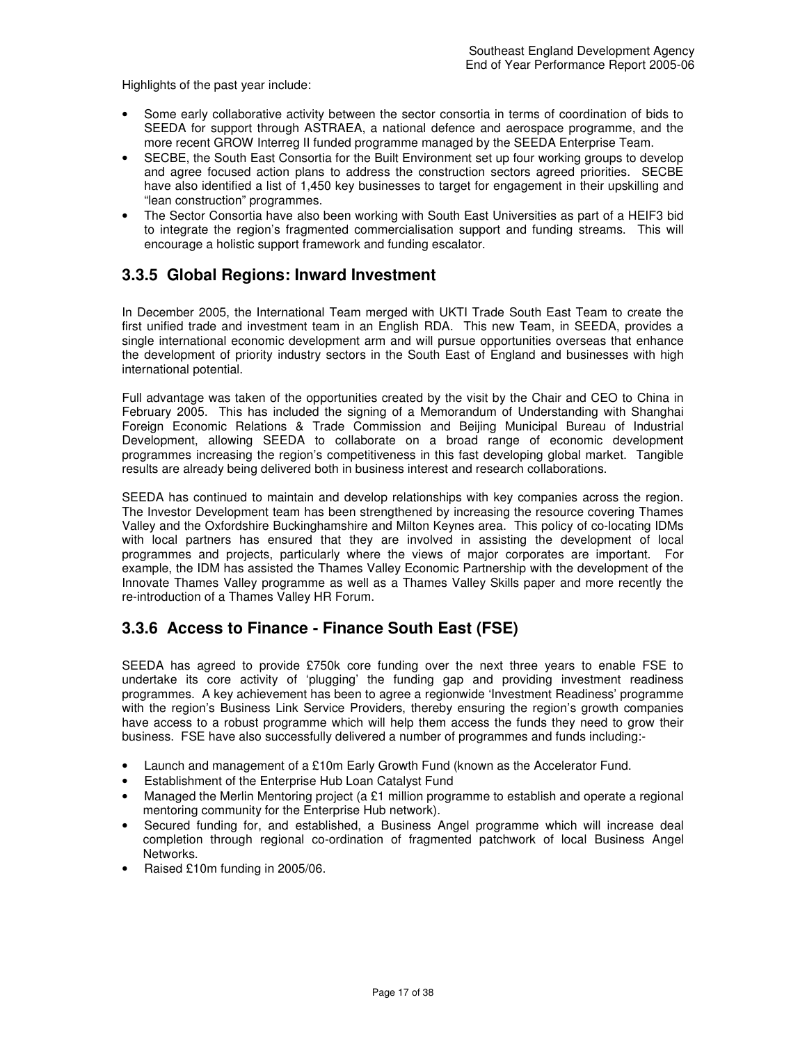Highlights of the past year include:

- Some early collaborative activity between the sector consortia in terms of coordination of bids to SEEDA for support through ASTRAEA, a national defence and aerospace programme, and the more recent GROW Interreg II funded programme managed by the SEEDA Enterprise Team.
- SECBE, the South East Consortia for the Built Environment set up four working groups to develop and agree focused action plans to address the construction sectors agreed priorities. SECBE have also identified a list of 1,450 key businesses to target for engagement in their upskilling and "lean construction" programmes.
- The Sector Consortia have also been working with South East Universities as part of a HEIF3 bid to integrate the region's fragmented commercialisation support and funding streams. This will encourage a holistic support framework and funding escalator.

## 3.3.5 Global Regions: Inward Investment

In December 2005, the International Team merged with UKTI Trade South East Team to create the first unified trade and investment team in an English RDA. This new Team, in SEEDA, provides a single international economic development arm and will pursue opportunities overseas that enhance the development of priority industry sectors in the South East of England and businesses with high international potential.

Full advantage was taken of the opportunities created by the visit by the Chair and CEO to China in February 2005. This has included the signing of a Memorandum of Understanding with Shanghai Foreign Economic Relations & Trade Commission and Beijing Municipal Bureau of Industrial Development, allowing SEEDA to collaborate on a broad range of economic development programmes increasing the region's competitiveness in this fast developing global market. Tangible results are already being delivered both in business interest and research collaborations.

SEEDA has continued to maintain and develop relationships with key companies across the region. The Investor Development team has been strengthened by increasing the resource covering Thames Valley and the Oxfordshire Buckinghamshire and Milton Keynes area. This policy of co-locating IDMs with local partners has ensured that they are involved in assisting the development of local programmes and projects, particularly where the views of major corporates are important. For example, the IDM has assisted the Thames Valley Economic Partnership with the development of the Innovate Thames Valley programme as well as a Thames Valley Skills paper and more recently the re-introduction of a Thames Valley HR Forum.

## 3.3.6 Access to Finance - Finance South East (FSE)

SEEDA has agreed to provide £750k core funding over the next three years to enable FSE to undertake its core activity of 'plugging' the funding gap and providing investment readiness programmes. A key achievement has been to agree a regionwide 'Investment Readiness' programme with the region's Business Link Service Providers, thereby ensuring the region's growth companies have access to a robust programme which will help them access the funds they need to grow their business. FSE have also successfully delivered a number of programmes and funds including:-

- Launch and management of a £10m Early Growth Fund (known as the Accelerator Fund.
- Establishment of the Enterprise Hub Loan Catalyst Fund
- Managed the Merlin Mentoring project (a £1 million programme to establish and operate a regional mentoring community for the Enterprise Hub network).
- Secured funding for, and established, a Business Angel programme which will increase deal completion through regional co-ordination of fragmented patchwork of local Business Angel Networks.
- Raised £10m funding in 2005/06.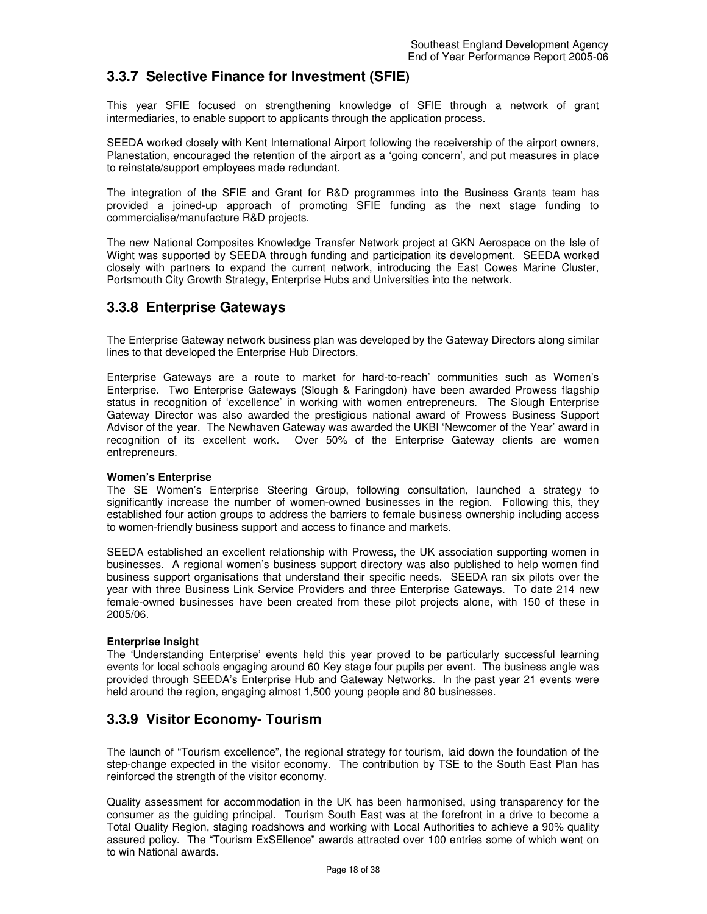## 3.3.7 Selective Finance for Investment (SFIE)

This year SFIE focused on strengthening knowledge of SFIE through a network of grant intermediaries, to enable support to applicants through the application process.

SEEDA worked closely with Kent International Airport following the receivership of the airport owners, Planestation, encouraged the retention of the airport as a 'going concern', and put measures in place to reinstate/support employees made redundant.

The integration of the SFIE and Grant for R&D programmes into the Business Grants team has provided a joined-up approach of promoting SFIE funding as the next stage funding to commercialise/manufacture R&D projects.

The new National Composites Knowledge Transfer Network project at GKN Aerospace on the Isle of Wight was supported by SEEDA through funding and participation its development. SEEDA worked closely with partners to expand the current network, introducing the East Cowes Marine Cluster, Portsmouth City Growth Strategy, Enterprise Hubs and Universities into the network.

## 3.3.8 Enterprise Gateways

The Enterprise Gateway network business plan was developed by the Gateway Directors along similar lines to that developed the Enterprise Hub Directors.

Enterprise Gateways are a route to market for hard-to-reach' communities such as Women's Enterprise. Two Enterprise Gateways (Slough & Faringdon) have been awarded Prowess flagship status in recognition of 'excellence' in working with women entrepreneurs. The Slough Enterprise Gateway Director was also awarded the prestigious national award of Prowess Business Support Advisor of the year. The Newhaven Gateway was awarded the UKBI 'Newcomer of the Year' award in recognition of its excellent work. Over 50% of the Enterprise Gateway clients are women entrepreneurs.

**Women's Enterprise**

The SE Women's Enterprise Steering Group, following consultation, launched a strategy to significantly increase the number of women-owned businesses in the region. Following this, they established four action groups to address the barriers to female business ownership including access to women-friendly business support and access to finance and markets.

SEEDA established an excellent relationship with Prowess, the UK association supporting women in businesses. A regional women's business support directory was also published to help women find business support organisations that understand their specific needs. SEEDA ran six pilots over the year with three Business Link Service Providers and three Enterprise Gateways. To date 214 new female-owned businesses have been created from these pilot projects alone, with 150 of these in 2005/06.

**Enterprise Insight**

The 'Understanding Enterprise' events held this year proved to be particularly successful learning events for local schools engaging around 60 Key stage four pupils per event. The business angle was provided through SEEDA's Enterprise Hub and Gateway Networks. In the past year 21 events were held around the region, engaging almost 1,500 young people and 80 businesses.

## 3.3.9 Visitor Economy- Tourism

The launch of "Tourism excellence", the regional strategy for tourism, laid down the foundation of the step-change expected in the visitor economy. The contribution by TSE to the South East Plan has reinforced the strength of the visitor economy.

Quality assessment for accommodation in the UK has been harmonised, using transparency for the consumer as the guiding principal. Tourism South East was at the forefront in a drive to become a Total Quality Region, staging roadshows and working with Local Authorities to achieve a 90% quality assured policy. The "Tourism ExSEllence" awards attracted over 100 entries some of which went on to win National awards.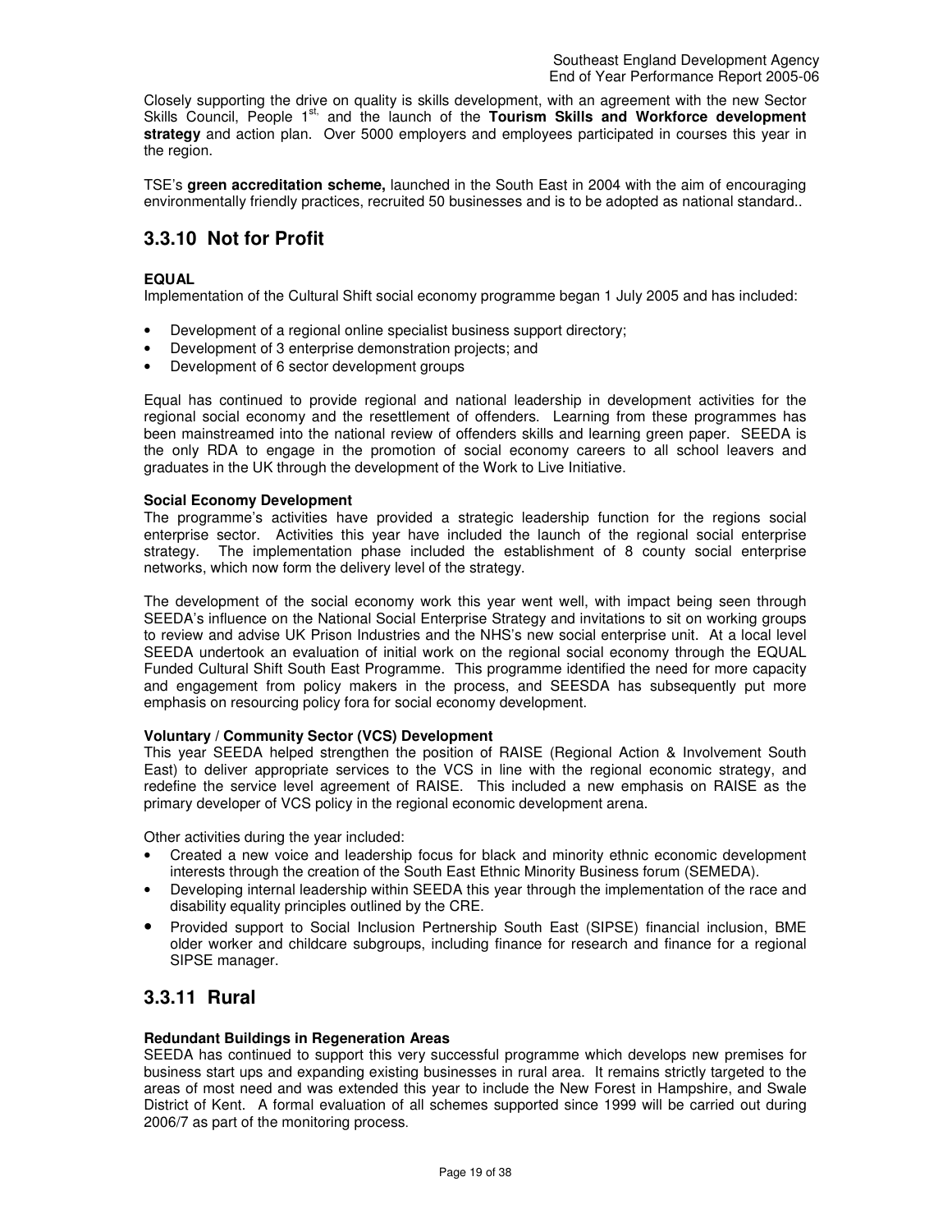Closely supporting the drive on quality is skills development, with an agreement with the new Sector Skills Council, People 1[st,] and the launch of the **Tourism Skills and Workforce development strategy** and action plan. Over 5000 employers and employees participated in courses this year in the region.

TSE's **green accreditation scheme,** launched in the South East in 2004 with the aim of encouraging environmentally friendly practices, recruited 50 businesses and is to be adopted as national standard..

## 3.3.10 Not for Profit

**EQUAL**

Implementation of the Cultural Shift social economy programme began 1 July 2005 and has included:

- Development of a regional online specialist business support directory;
- Development of 3 enterprise demonstration projects; and
- Development of 6 sector development groups

Equal has continued to provide regional and national leadership in development activities for the regional social economy and the resettlement of offenders. Learning from these programmes has been mainstreamed into the national review of offenders skills and learning green paper. SEEDA is the only RDA to engage in the promotion of social economy careers to all school leavers and graduates in the UK through the development of the Work to Live Initiative.

**Social Economy Development**

The programme's activities have provided a strategic leadership function for the regions social enterprise sector. Activities this year have included the launch of the regional social enterprise strategy. The implementation phase included the establishment of 8 county social enterprise networks, which now form the delivery level of the strategy.

The development of the social economy work this year went well, with impact being seen through SEEDA's influence on the National Social Enterprise Strategy and invitations to sit on working groups to review and advise UK Prison Industries and the NHS's new social enterprise unit. At a local level SEEDA undertook an evaluation of initial work on the regional social economy through the EQUAL Funded Cultural Shift South East Programme. This programme identified the need for more capacity and engagement from policy makers in the process, and SEESDA has subsequently put more emphasis on resourcing policy fora for social economy development.

**Voluntary / Community Sector (VCS) Development**

This year SEEDA helped strengthen the position of RAISE (Regional Action & Involvement South East) to deliver appropriate services to the VCS in line with the regional economic strategy, and redefine the service level agreement of RAISE. This included a new emphasis on RAISE as the primary developer of VCS policy in the regional economic development arena.

Other activities during the year included:

- Created a new voice and leadership focus for black and minority ethnic economic development interests through the creation of the South East Ethnic Minority Business forum (SEMEDA).
- Developing internal leadership within SEEDA this year through the implementation of the race and disability equality principles outlined by the CRE.
- Provided support to Social Inclusion Pertnership South East (SIPSE) financial inclusion, BME older worker and childcare subgroups, including finance for research and finance for a regional SIPSE manager.

## 3.3.11 Rural

**Redundant Buildings in Regeneration Areas**

SEEDA has continued to support this very successful programme which develops new premises for business start ups and expanding existing businesses in rural area. It remains strictly targeted to the areas of most need and was extended this year to include the New Forest in Hampshire, and Swale District of Kent. A formal evaluation of all schemes supported since 1999 will be carried out during 2006/7 as part of the monitoring process.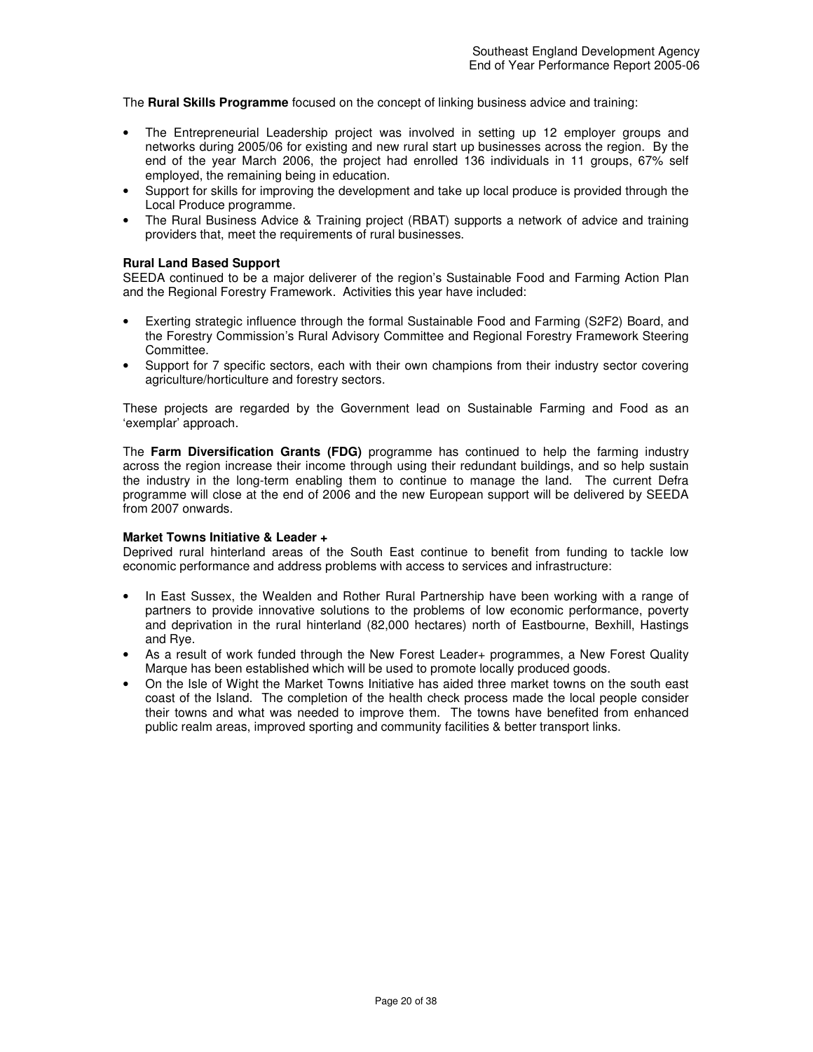The **Rural Skills Programme** focused on the concept of linking business advice and training:

- The Entrepreneurial Leadership project was involved in setting up 12 employer groups and networks during 2005/06 for existing and new rural start up businesses across the region. By the end of the year March 2006, the project had enrolled 136 individuals in 11 groups, 67% self employed, the remaining being in education.
- Support for skills for improving the development and take up local produce is provided through the Local Produce programme.
- The Rural Business Advice & Training project (RBAT) supports a network of advice and training providers that, meet the requirements of rural businesses.

**Rural Land Based Support**

SEEDA continued to be a major deliverer of the region's Sustainable Food and Farming Action Plan and the Regional Forestry Framework. Activities this year have included:

- Exerting strategic influence through the formal Sustainable Food and Farming (S2F2) Board, and the Forestry Commission's Rural Advisory Committee and Regional Forestry Framework Steering Committee.
- Support for 7 specific sectors, each with their own champions from their industry sector covering agriculture/horticulture and forestry sectors.

These projects are regarded by the Government lead on Sustainable Farming and Food as an 'exemplar' approach.

The **Farm Diversification Grants (FDG)** programme has continued to help the farming industry across the region increase their income through using their redundant buildings, and so help sustain the industry in the long-term enabling them to continue to manage the land. The current Defra programme will close at the end of 2006 and the new European support will be delivered by SEEDA from 2007 onwards.

**Market Towns Initiative & Leader +**

Deprived rural hinterland areas of the South East continue to benefit from funding to tackle low economic performance and address problems with access to services and infrastructure:

- In East Sussex, the Wealden and Rother Rural Partnership have been working with a range of partners to provide innovative solutions to the problems of low economic performance, poverty and deprivation in the rural hinterland (82,000 hectares) north of Eastbourne, Bexhill, Hastings and Rye.
- As a result of work funded through the New Forest Leader+ programmes, a New Forest Quality Marque has been established which will be used to promote locally produced goods.
- On the Isle of Wight the Market Towns Initiative has aided three market towns on the south east coast of the Island. The completion of the health check process made the local people consider their towns and what was needed to improve them. The towns have benefited from enhanced public realm areas, improved sporting and community facilities & better transport links.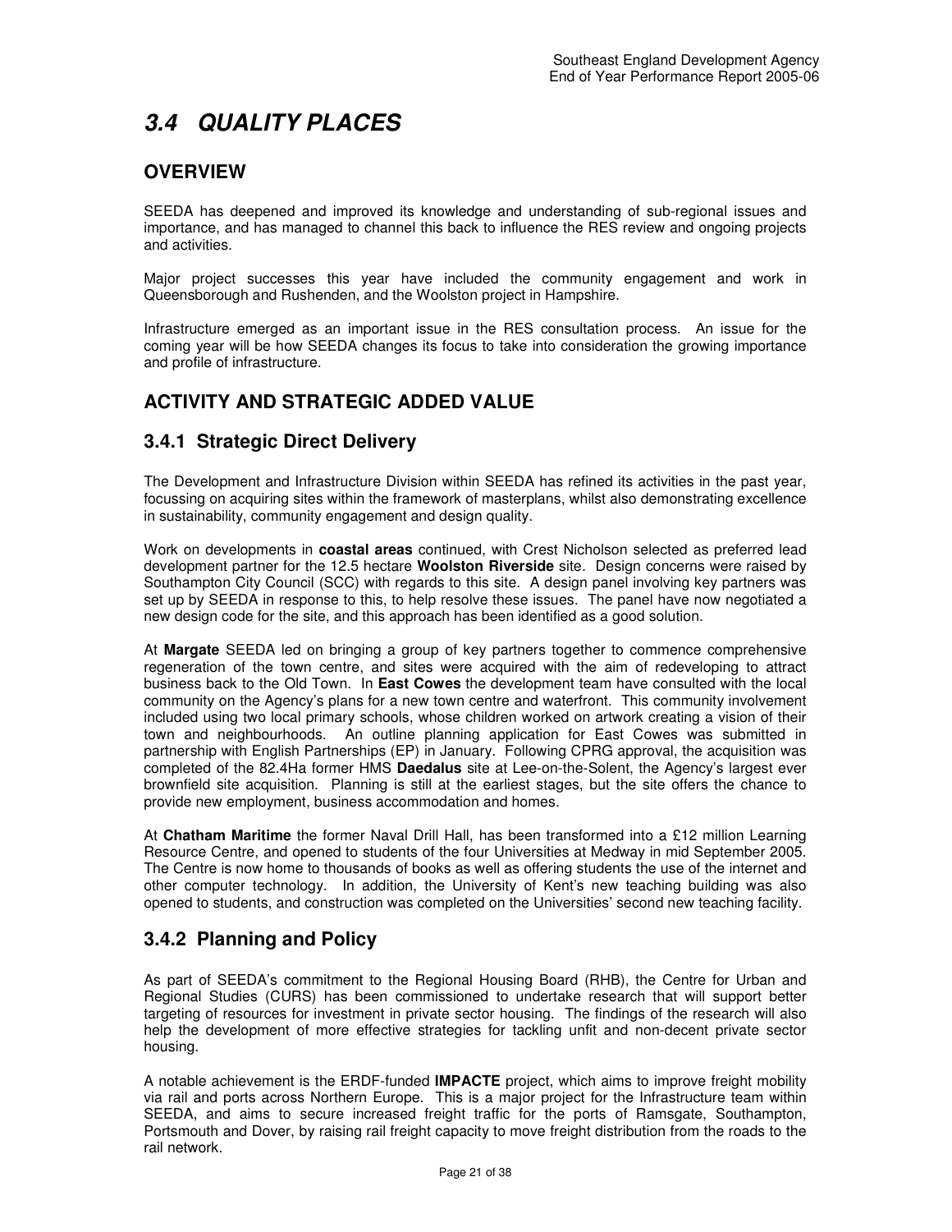## *3.4 QUALITY PLACES*

### OVERVIEW

SEEDA has deepened and improved its knowledge and understanding of sub-regional issues and importance, and has managed to channel this back to influence the RES review and ongoing projects and activities.

Major project successes this year have included the community engagement and work in Queensborough and Rushenden, and the Woolston project in Hampshire.

Infrastructure emerged as an important issue in the RES consultation process. An issue for the coming year will be how SEEDA changes its focus to take into consideration the growing importance and profile of infrastructure.

### ACTIVITY AND STRATEGIC ADDED VALUE

### 3.4.1 Strategic Direct Delivery

The Development and Infrastructure Division within SEEDA has refined its activities in the past year, focussing on acquiring sites within the framework of masterplans, whilst also demonstrating excellence in sustainability, community engagement and design quality.

Work on developments in **coastal areas** continued, with Crest Nicholson selected as preferred lead development partner for the 12.5 hectare **Woolston Riverside** site. Design concerns were raised by Southampton City Council (SCC) with regards to this site. A design panel involving key partners was set up by SEEDA in response to this, to help resolve these issues. The panel have now negotiated a new design code for the site, and this approach has been identified as a good solution.

At **Margate** SEEDA led on bringing a group of key partners together to commence comprehensive regeneration of the town centre, and sites were acquired with the aim of redeveloping to attract business back to the Old Town. In **East Cowes** the development team have consulted with the local community on the Agency's plans for a new town centre and waterfront. This community involvement included using two local primary schools, whose children worked on artwork creating a vision of their town and neighbourhoods. An outline planning application for East Cowes was submitted in partnership with English Partnerships (EP) in January. Following CPRG approval, the acquisition was completed of the 82.4Ha former HMS **Daedalus** site at Lee-on-the-Solent, the Agency's largest ever brownfield site acquisition. Planning is still at the earliest stages, but the site offers the chance to provide new employment, business accommodation and homes.

At **Chatham Maritime** the former Naval Drill Hall, has been transformed into a £12 million Learning Resource Centre, and opened to students of the four Universities at Medway in mid September 2005. The Centre is now home to thousands of books as well as offering students the use of the internet and other computer technology. In addition, the University of Kent's new teaching building was also opened to students, and construction was completed on the Universities' second new teaching facility.

### 3.4.2 Planning and Policy

As part of SEEDA's commitment to the Regional Housing Board (RHB), the Centre for Urban and Regional Studies (CURS) has been commissioned to undertake research that will support better targeting of resources for investment in private sector housing. The findings of the research will also help the development of more effective strategies for tackling unfit and non-decent private sector housing.

A notable achievement is the ERDF-funded **IMPACTE** project, which aims to improve freight mobility via rail and ports across Northern Europe. This is a major project for the Infrastructure team within SEEDA, and aims to secure increased freight traffic for the ports of Ramsgate, Southampton, Portsmouth and Dover, by raising rail freight capacity to move freight distribution from the roads to the rail network.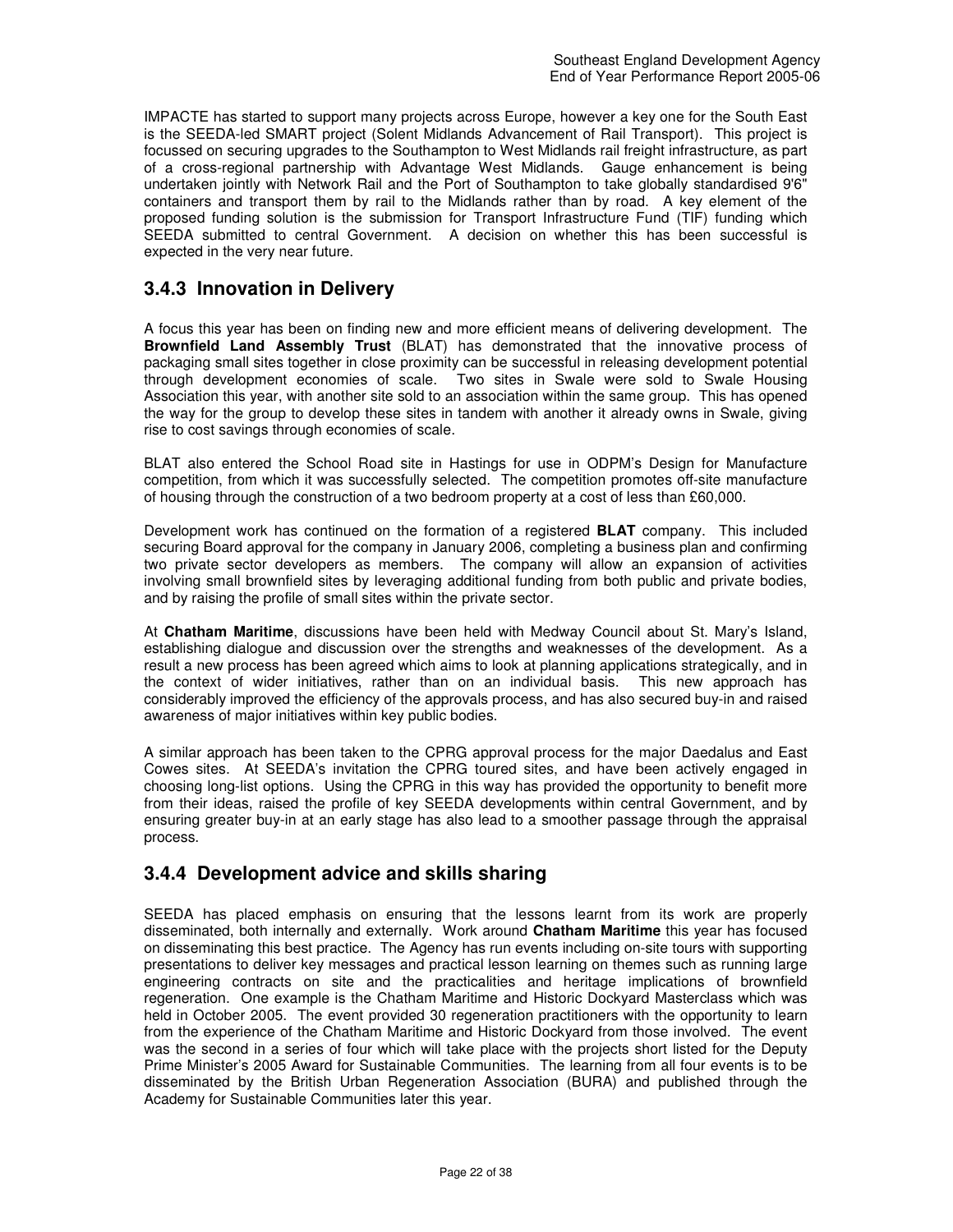IMPACTE has started to support many projects across Europe, however a key one for the South East is the SEEDA-led SMART project (Solent Midlands Advancement of Rail Transport). This project is focussed on securing upgrades to the Southampton to West Midlands rail freight infrastructure, as part of a cross-regional partnership with Advantage West Midlands. Gauge enhancement is being undertaken jointly with Network Rail and the Port of Southampton to take globally standardised 9'6" containers and transport them by rail to the Midlands rather than by road. A key element of the proposed funding solution is the submission for Transport Infrastructure Fund (TIF) funding which SEEDA submitted to central Government. A decision on whether this has been successful is expected in the very near future.

## 3.4.3 Innovation in Delivery

A focus this year has been on finding new and more efficient means of delivering development. The **Brownfield Land Assembly Trust** (BLAT) has demonstrated that the innovative process of packaging small sites together in close proximity can be successful in releasing development potential through development economies of scale. Two sites in Swale were sold to Swale Housing Association this year, with another site sold to an association within the same group. This has opened the way for the group to develop these sites in tandem with another it already owns in Swale, giving rise to cost savings through economies of scale.

BLAT also entered the School Road site in Hastings for use in ODPM's Design for Manufacture competition, from which it was successfully selected. The competition promotes off-site manufacture of housing through the construction of a two bedroom property at a cost of less than £60,000.

Development work has continued on the formation of a registered **BLAT** company. This included securing Board approval for the company in January 2006, completing a business plan and confirming two private sector developers as members. The company will allow an expansion of activities involving small brownfield sites by leveraging additional funding from both public and private bodies, and by raising the profile of small sites within the private sector.

At **Chatham Maritime**, discussions have been held with Medway Council about St. Mary's Island, establishing dialogue and discussion over the strengths and weaknesses of the development. As a result a new process has been agreed which aims to look at planning applications strategically, and in the context of wider initiatives, rather than on an individual basis. This new approach has considerably improved the efficiency of the approvals process, and has also secured buy-in and raised awareness of major initiatives within key public bodies.

A similar approach has been taken to the CPRG approval process for the major Daedalus and East Cowes sites. At SEEDA's invitation the CPRG toured sites, and have been actively engaged in choosing long-list options. Using the CPRG in this way has provided the opportunity to benefit more from their ideas, raised the profile of key SEEDA developments within central Government, and by ensuring greater buy-in at an early stage has also lead to a smoother passage through the appraisal process.

## 3.4.4 Development advice and skills sharing

SEEDA has placed emphasis on ensuring that the lessons learnt from its work are properly disseminated, both internally and externally. Work around **Chatham Maritime** this year has focused on disseminating this best practice. The Agency has run events including on-site tours with supporting presentations to deliver key messages and practical lesson learning on themes such as running large engineering contracts on site and the practicalities and heritage implications of brownfield regeneration. One example is the Chatham Maritime and Historic Dockyard Masterclass which was held in October 2005. The event provided 30 regeneration practitioners with the opportunity to learn from the experience of the Chatham Maritime and Historic Dockyard from those involved. The event was the second in a series of four which will take place with the projects short listed for the Deputy Prime Minister's 2005 Award for Sustainable Communities. The learning from all four events is to be disseminated by the British Urban Regeneration Association (BURA) and published through the Academy for Sustainable Communities later this year.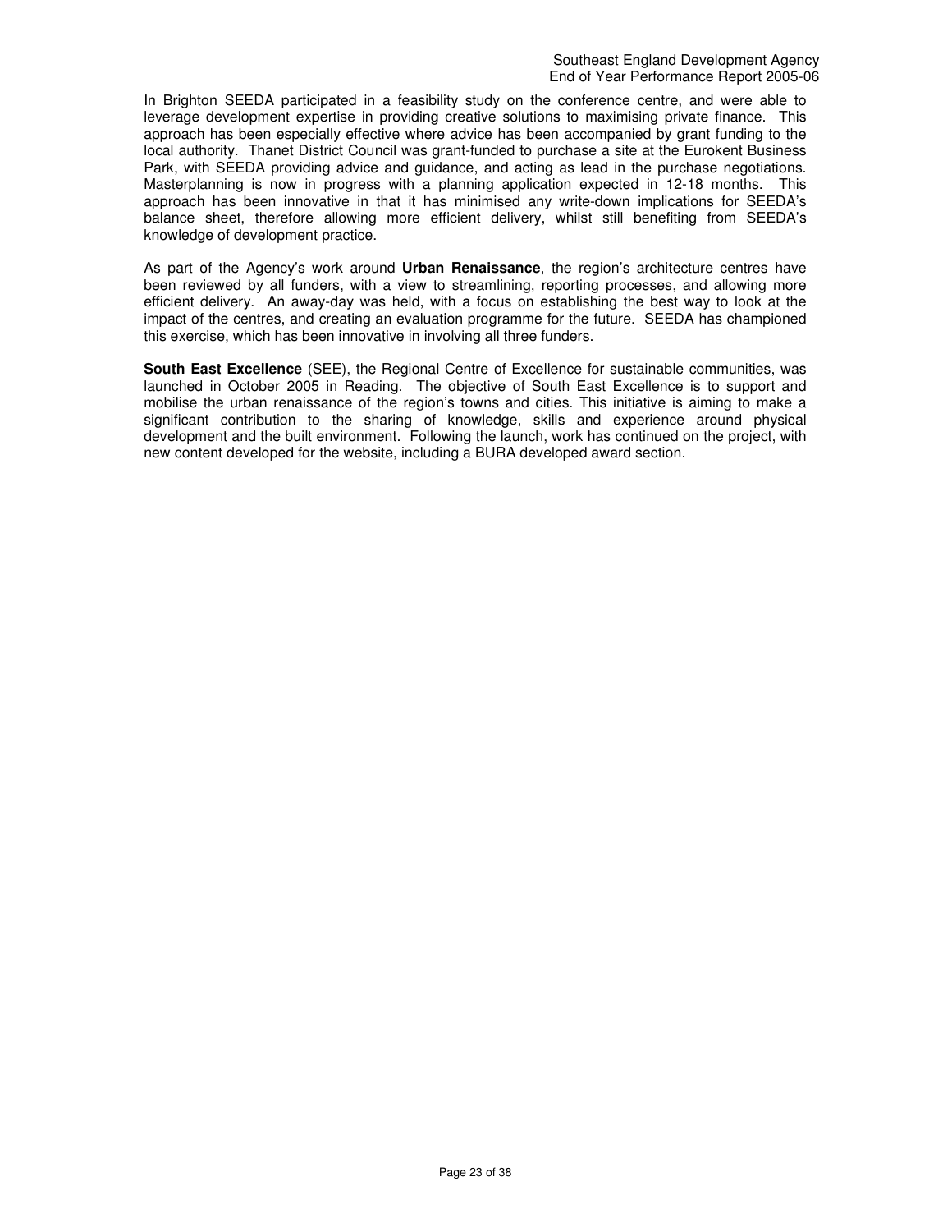In Brighton SEEDA participated in a feasibility study on the conference centre, and were able to leverage development expertise in providing creative solutions to maximising private finance. This approach has been especially effective where advice has been accompanied by grant funding to the local authority. Thanet District Council was grant-funded to purchase a site at the Eurokent Business Park, with SEEDA providing advice and guidance, and acting as lead in the purchase negotiations. Masterplanning is now in progress with a planning application expected in 12-18 months. This approach has been innovative in that it has minimised any write-down implications for SEEDA's balance sheet, therefore allowing more efficient delivery, whilst still benefiting from SEEDA's knowledge of development practice.

As part of the Agency's work around **Urban Renaissance**, the region's architecture centres have been reviewed by all funders, with a view to streamlining, reporting processes, and allowing more efficient delivery. An away-day was held, with a focus on establishing the best way to look at the impact of the centres, and creating an evaluation programme for the future. SEEDA has championed this exercise, which has been innovative in involving all three funders.

**South East Excellence** (SEE), the Regional Centre of Excellence for sustainable communities, was launched in October 2005 in Reading. The objective of South East Excellence is to support and mobilise the urban renaissance of the region's towns and cities. This initiative is aiming to make a significant contribution to the sharing of knowledge, skills and experience around physical development and the built environment. Following the launch, work has continued on the project, with new content developed for the website, including a BURA developed award section.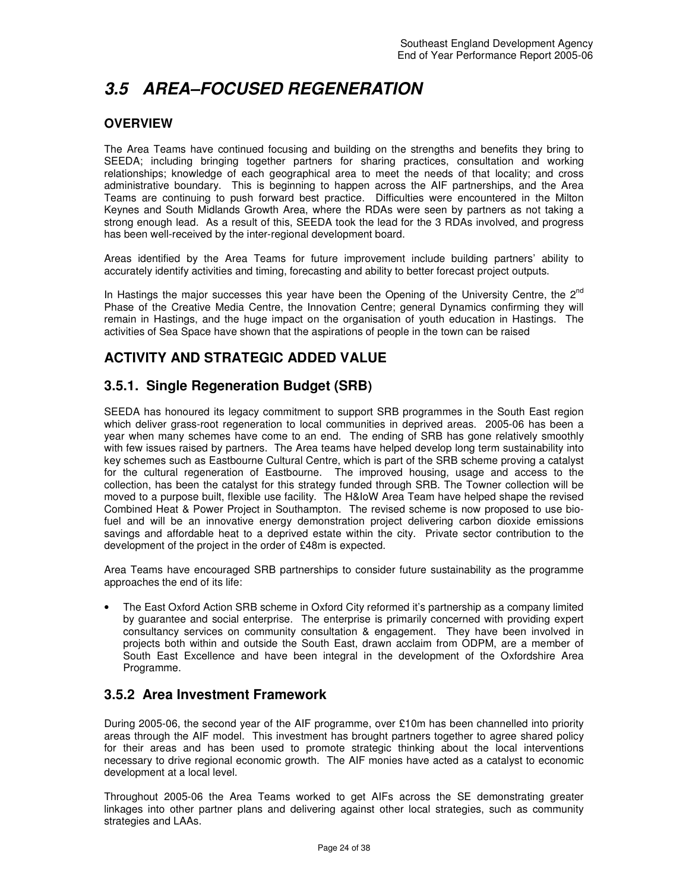# 3.5 AREA–FOCUSED REGENERATION

## OVERVIEW

The Area Teams have continued focusing and building on the strengths and benefits they bring to SEEDA; including bringing together partners for sharing practices, consultation and working relationships; knowledge of each geographical area to meet the needs of that locality; and cross administrative boundary. This is beginning to happen across the AIF partnerships, and the Area Teams are continuing to push forward best practice. Difficulties were encountered in the Milton Keynes and South Midlands Growth Area, where the RDAs were seen by partners as not taking a strong enough lead. As a result of this, SEEDA took the lead for the 3 RDAs involved, and progress has been well-received by the inter-regional development board.

Areas identified by the Area Teams for future improvement include building partners' ability to accurately identify activities and timing, forecasting and ability to better forecast project outputs.

In Hastings the major successes this year have been the Opening of the University Centre, the 2nd Phase of the Creative Media Centre, the Innovation Centre; general Dynamics confirming they will remain in Hastings, and the huge impact on the organisation of youth education in Hastings. The activities of Sea Space have shown that the aspirations of people in the town can be raised

## ACTIVITY AND STRATEGIC ADDED VALUE

## 3.5.1. Single Regeneration Budget (SRB)

SEEDA has honoured its legacy commitment to support SRB programmes in the South East region which deliver grass-root regeneration to local communities in deprived areas. 2005-06 has been a year when many schemes have come to an end. The ending of SRB has gone relatively smoothly with few issues raised by partners. The Area teams have helped develop long term sustainability into key schemes such as Eastbourne Cultural Centre, which is part of the SRB scheme proving a catalyst for the cultural regeneration of Eastbourne. The improved housing, usage and access to the collection, has been the catalyst for this strategy funded through SRB. The Towner collection will be moved to a purpose built, flexible use facility. The H&IoW Area Team have helped shape the revised Combined Heat & Power Project in Southampton. The revised scheme is now proposed to use bio-fuel and will be an innovative energy demonstration project delivering carbon dioxide emissions savings and affordable heat to a deprived estate within the city. Private sector contribution to the development of the project in the order of £48m is expected.

Area Teams have encouraged SRB partnerships to consider future sustainability as the programme approaches the end of its life:

- The East Oxford Action SRB scheme in Oxford City reformed it's partnership as a company limited by guarantee and social enterprise. The enterprise is primarily concerned with providing expert consultancy services on community consultation & engagement. They have been involved in projects both within and outside the South East, drawn acclaim from ODPM, are a member of South East Excellence and have been integral in the development of the Oxfordshire Area Programme.

## 3.5.2 Area Investment Framework

During 2005-06, the second year of the AIF programme, over £10m has been channelled into priority areas through the AIF model. This investment has brought partners together to agree shared policy for their areas and has been used to promote strategic thinking about the local interventions necessary to drive regional economic growth. The AIF monies have acted as a catalyst to economic development at a local level.

Throughout 2005-06 the Area Teams worked to get AIFs across the SE demonstrating greater linkages into other partner plans and delivering against other local strategies, such as community strategies and LAAs.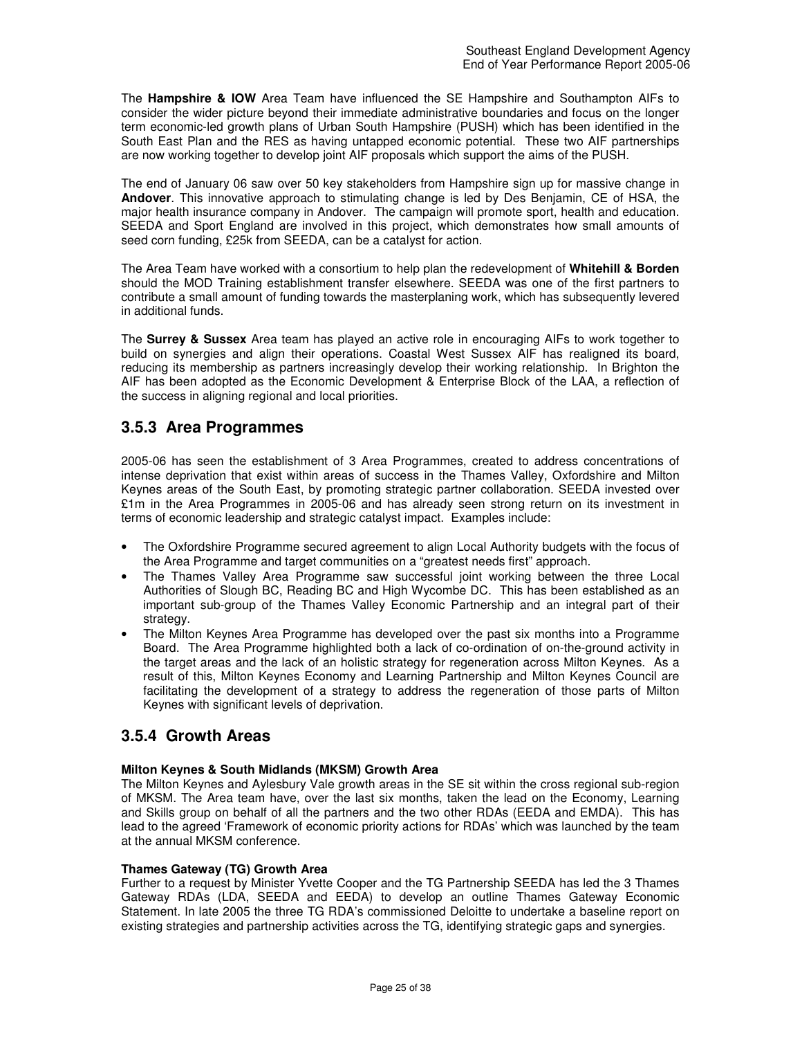The **Hampshire & IOW** Area Team have influenced the SE Hampshire and Southampton AIFs to consider the wider picture beyond their immediate administrative boundaries and focus on the longer term economic-led growth plans of Urban South Hampshire (PUSH) which has been identified in the South East Plan and the RES as having untapped economic potential. These two AIF partnerships are now working together to develop joint AIF proposals which support the aims of the PUSH.

The end of January 06 saw over 50 key stakeholders from Hampshire sign up for massive change in **Andover**. This innovative approach to stimulating change is led by Des Benjamin, CE of HSA, the major health insurance company in Andover. The campaign will promote sport, health and education. SEEDA and Sport England are involved in this project, which demonstrates how small amounts of seed corn funding, £25k from SEEDA, can be a catalyst for action.

The Area Team have worked with a consortium to help plan the redevelopment of **Whitehill & Borden** should the MOD Training establishment transfer elsewhere. SEEDA was one of the first partners to contribute a small amount of funding towards the masterplaning work, which has subsequently levered in additional funds.

The **Surrey & Sussex** Area team has played an active role in encouraging AIFs to work together to build on synergies and align their operations. Coastal West Sussex AIF has realigned its board, reducing its membership as partners increasingly develop their working relationship. In Brighton the AIF has been adopted as the Economic Development & Enterprise Block of the LAA, a reflection of the success in aligning regional and local priorities.

## 3.5.3 Area Programmes

2005-06 has seen the establishment of 3 Area Programmes, created to address concentrations of intense deprivation that exist within areas of success in the Thames Valley, Oxfordshire and Milton Keynes areas of the South East, by promoting strategic partner collaboration. SEEDA invested over £1m in the Area Programmes in 2005-06 and has already seen strong return on its investment in terms of economic leadership and strategic catalyst impact. Examples include:

- The Oxfordshire Programme secured agreement to align Local Authority budgets with the focus of the Area Programme and target communities on a "greatest needs first" approach.
- The Thames Valley Area Programme saw successful joint working between the three Local Authorities of Slough BC, Reading BC and High Wycombe DC. This has been established as an important sub-group of the Thames Valley Economic Partnership and an integral part of their strategy.
- The Milton Keynes Area Programme has developed over the past six months into a Programme Board. The Area Programme highlighted both a lack of co-ordination of on-the-ground activity in the target areas and the lack of an holistic strategy for regeneration across Milton Keynes. As a result of this, Milton Keynes Economy and Learning Partnership and Milton Keynes Council are facilitating the development of a strategy to address the regeneration of those parts of Milton Keynes with significant levels of deprivation.

## 3.5.4 Growth Areas

**Milton Keynes & South Midlands (MKSM) Growth Area**
The Milton Keynes and Aylesbury Vale growth areas in the SE sit within the cross regional sub-region of MKSM. The Area team have, over the last six months, taken the lead on the Economy, Learning and Skills group on behalf of all the partners and the two other RDAs (EEDA and EMDA). This has lead to the agreed 'Framework of economic priority actions for RDAs' which was launched by the team at the annual MKSM conference.

**Thames Gateway (TG) Growth Area**
Further to a request by Minister Yvette Cooper and the TG Partnership SEEDA has led the 3 Thames Gateway RDAs (LDA, SEEDA and EEDA) to develop an outline Thames Gateway Economic Statement. In late 2005 the three TG RDA's commissioned Deloitte to undertake a baseline report on existing strategies and partnership activities across the TG, identifying strategic gaps and synergies.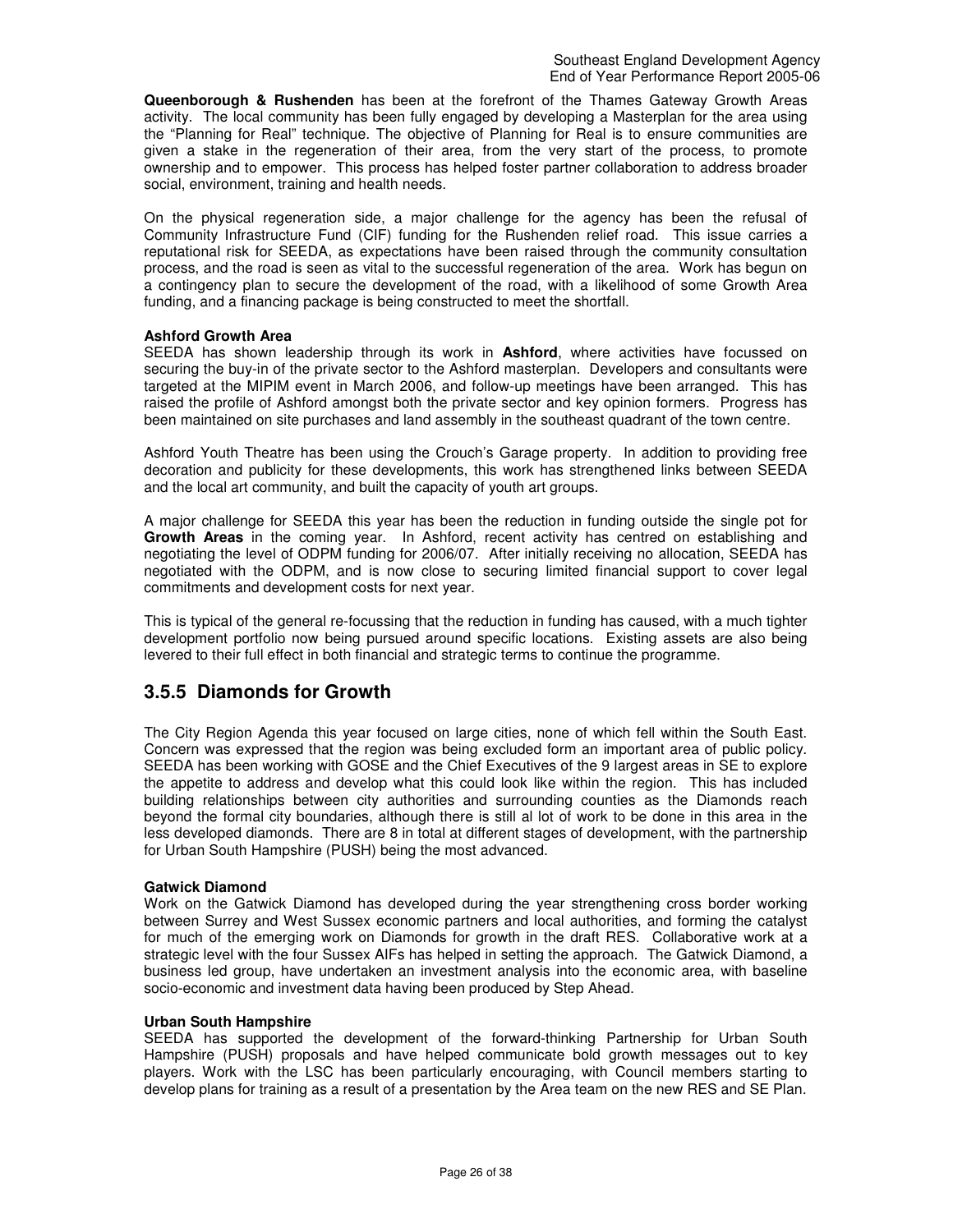**Queenborough & Rushenden** has been at the forefront of the Thames Gateway Growth Areas activity. The local community has been fully engaged by developing a Masterplan for the area using the "Planning for Real" technique. The objective of Planning for Real is to ensure communities are given a stake in the regeneration of their area, from the very start of the process, to promote ownership and to empower. This process has helped foster partner collaboration to address broader social, environment, training and health needs.

On the physical regeneration side, a major challenge for the agency has been the refusal of Community Infrastructure Fund (CIF) funding for the Rushenden relief road. This issue carries a reputational risk for SEEDA, as expectations have been raised through the community consultation process, and the road is seen as vital to the successful regeneration of the area. Work has begun on a contingency plan to secure the development of the road, with a likelihood of some Growth Area funding, and a financing package is being constructed to meet the shortfall.

**Ashford Growth Area**

SEEDA has shown leadership through its work in **Ashford**, where activities have focussed on securing the buy-in of the private sector to the Ashford masterplan. Developers and consultants were targeted at the MIPIM event in March 2006, and follow-up meetings have been arranged. This has raised the profile of Ashford amongst both the private sector and key opinion formers. Progress has been maintained on site purchases and land assembly in the southeast quadrant of the town centre.

Ashford Youth Theatre has been using the Crouch's Garage property. In addition to providing free decoration and publicity for these developments, this work has strengthened links between SEEDA and the local art community, and built the capacity of youth art groups.

A major challenge for SEEDA this year has been the reduction in funding outside the single pot for **Growth Areas** in the coming year. In Ashford, recent activity has centred on establishing and negotiating the level of ODPM funding for 2006/07. After initially receiving no allocation, SEEDA has negotiated with the ODPM, and is now close to securing limited financial support to cover legal commitments and development costs for next year.

This is typical of the general re-focussing that the reduction in funding has caused, with a much tighter development portfolio now being pursued around specific locations. Existing assets are also being levered to their full effect in both financial and strategic terms to continue the programme.

## 3.5.5 Diamonds for Growth

The City Region Agenda this year focused on large cities, none of which fell within the South East. Concern was expressed that the region was being excluded form an important area of public policy. SEEDA has been working with GOSE and the Chief Executives of the 9 largest areas in SE to explore the appetite to address and develop what this could look like within the region. This has included building relationships between city authorities and surrounding counties as the Diamonds reach beyond the formal city boundaries, although there is still al lot of work to be done in this area in the less developed diamonds. There are 8 in total at different stages of development, with the partnership for Urban South Hampshire (PUSH) being the most advanced.

**Gatwick Diamond**

Work on the Gatwick Diamond has developed during the year strengthening cross border working between Surrey and West Sussex economic partners and local authorities, and forming the catalyst for much of the emerging work on Diamonds for growth in the draft RES. Collaborative work at a strategic level with the four Sussex AIFs has helped in setting the approach. The Gatwick Diamond, a business led group, have undertaken an investment analysis into the economic area, with baseline socio-economic and investment data having been produced by Step Ahead.

**Urban South Hampshire**

SEEDA has supported the development of the forward-thinking Partnership for Urban South Hampshire (PUSH) proposals and have helped communicate bold growth messages out to key players. Work with the LSC has been particularly encouraging, with Council members starting to develop plans for training as a result of a presentation by the Area team on the new RES and SE Plan.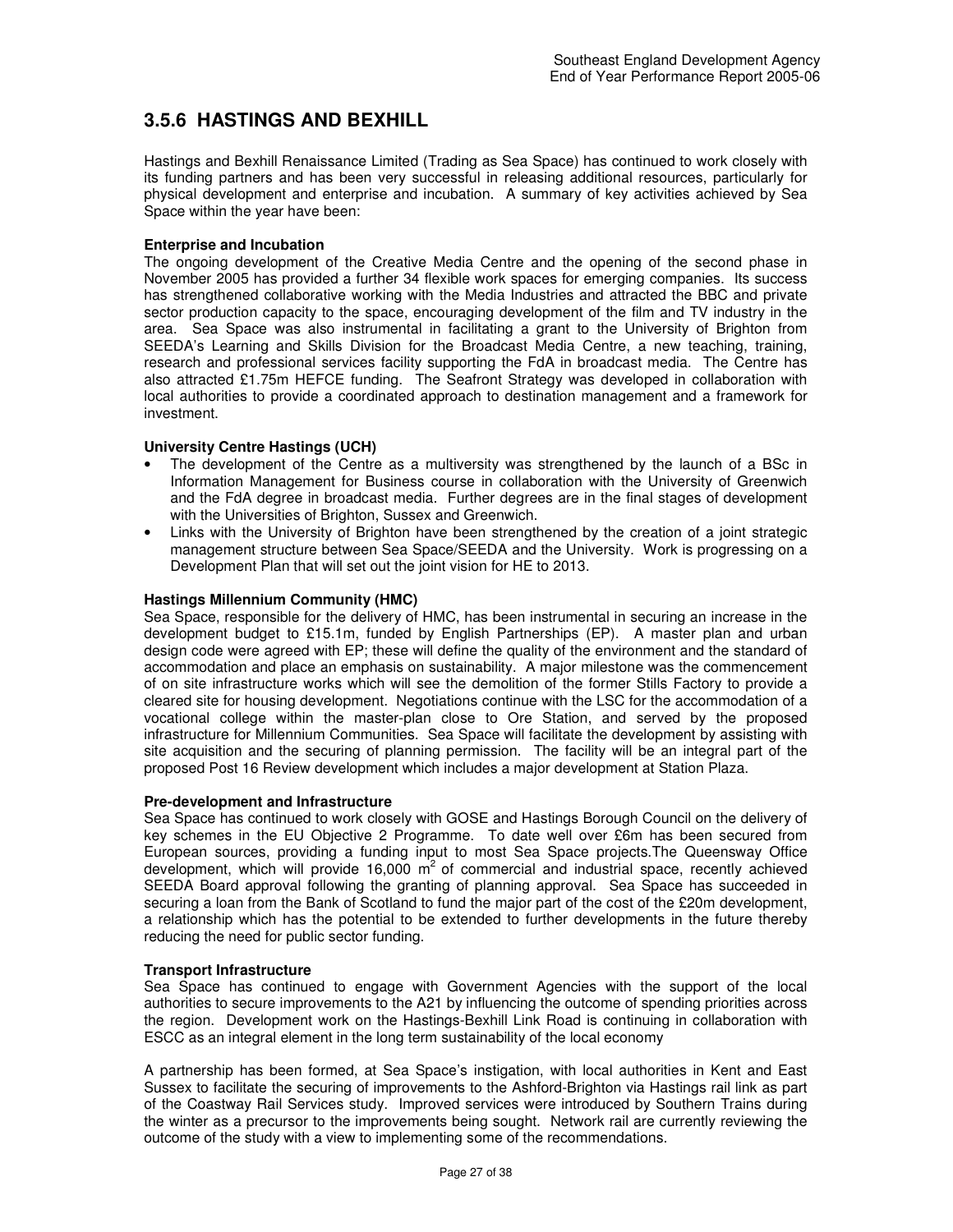## 3.5.6 HASTINGS AND BEXHILL

Hastings and Bexhill Renaissance Limited (Trading as Sea Space) has continued to work closely with its funding partners and has been very successful in releasing additional resources, particularly for physical development and enterprise and incubation. A summary of key activities achieved by Sea Space within the year have been:

**Enterprise and Incubation**

The ongoing development of the Creative Media Centre and the opening of the second phase in November 2005 has provided a further 34 flexible work spaces for emerging companies. Its success has strengthened collaborative working with the Media Industries and attracted the BBC and private sector production capacity to the space, encouraging development of the film and TV industry in the area. Sea Space was also instrumental in facilitating a grant to the University of Brighton from SEEDA's Learning and Skills Division for the Broadcast Media Centre, a new teaching, training, research and professional services facility supporting the FdA in broadcast media. The Centre has also attracted £1.75m HEFCE funding. The Seafront Strategy was developed in collaboration with local authorities to provide a coordinated approach to destination management and a framework for investment.

**University Centre Hastings (UCH)**

- The development of the Centre as a multiversity was strengthened by the launch of a BSc in Information Management for Business course in collaboration with the University of Greenwich and the FdA degree in broadcast media. Further degrees are in the final stages of development with the Universities of Brighton, Sussex and Greenwich.
- Links with the University of Brighton have been strengthened by the creation of a joint strategic management structure between Sea Space/SEEDA and the University. Work is progressing on a Development Plan that will set out the joint vision for HE to 2013.

**Hastings Millennium Community (HMC)**

Sea Space, responsible for the delivery of HMC, has been instrumental in securing an increase in the development budget to £15.1m, funded by English Partnerships (EP). A master plan and urban design code were agreed with EP; these will define the quality of the environment and the standard of accommodation and place an emphasis on sustainability. A major milestone was the commencement of on site infrastructure works which will see the demolition of the former Stills Factory to provide a cleared site for housing development. Negotiations continue with the LSC for the accommodation of a vocational college within the master-plan close to Ore Station, and served by the proposed infrastructure for Millennium Communities. Sea Space will facilitate the development by assisting with site acquisition and the securing of planning permission. The facility will be an integral part of the proposed Post 16 Review development which includes a major development at Station Plaza.

**Pre-development and Infrastructure**

Sea Space has continued to work closely with GOSE and Hastings Borough Council on the delivery of key schemes in the EU Objective 2 Programme. To date well over £6m has been secured from European sources, providing a funding input to most Sea Space projects.The Queensway Office development, which will provide 16,000 $m^2$ of commercial and industrial space, recently achieved SEEDA Board approval following the granting of planning approval. Sea Space has succeeded in securing a loan from the Bank of Scotland to fund the major part of the cost of the £20m development, a relationship which has the potential to be extended to further developments in the future thereby reducing the need for public sector funding.

**Transport Infrastructure**

Sea Space has continued to engage with Government Agencies with the support of the local authorities to secure improvements to the A21 by influencing the outcome of spending priorities across the region. Development work on the Hastings-Bexhill Link Road is continuing in collaboration with ESCC as an integral element in the long term sustainability of the local economy

A partnership has been formed, at Sea Space's instigation, with local authorities in Kent and East Sussex to facilitate the securing of improvements to the Ashford-Brighton via Hastings rail link as part of the Coastway Rail Services study. Improved services were introduced by Southern Trains during the winter as a precursor to the improvements being sought. Network rail are currently reviewing the outcome of the study with a view to implementing some of the recommendations.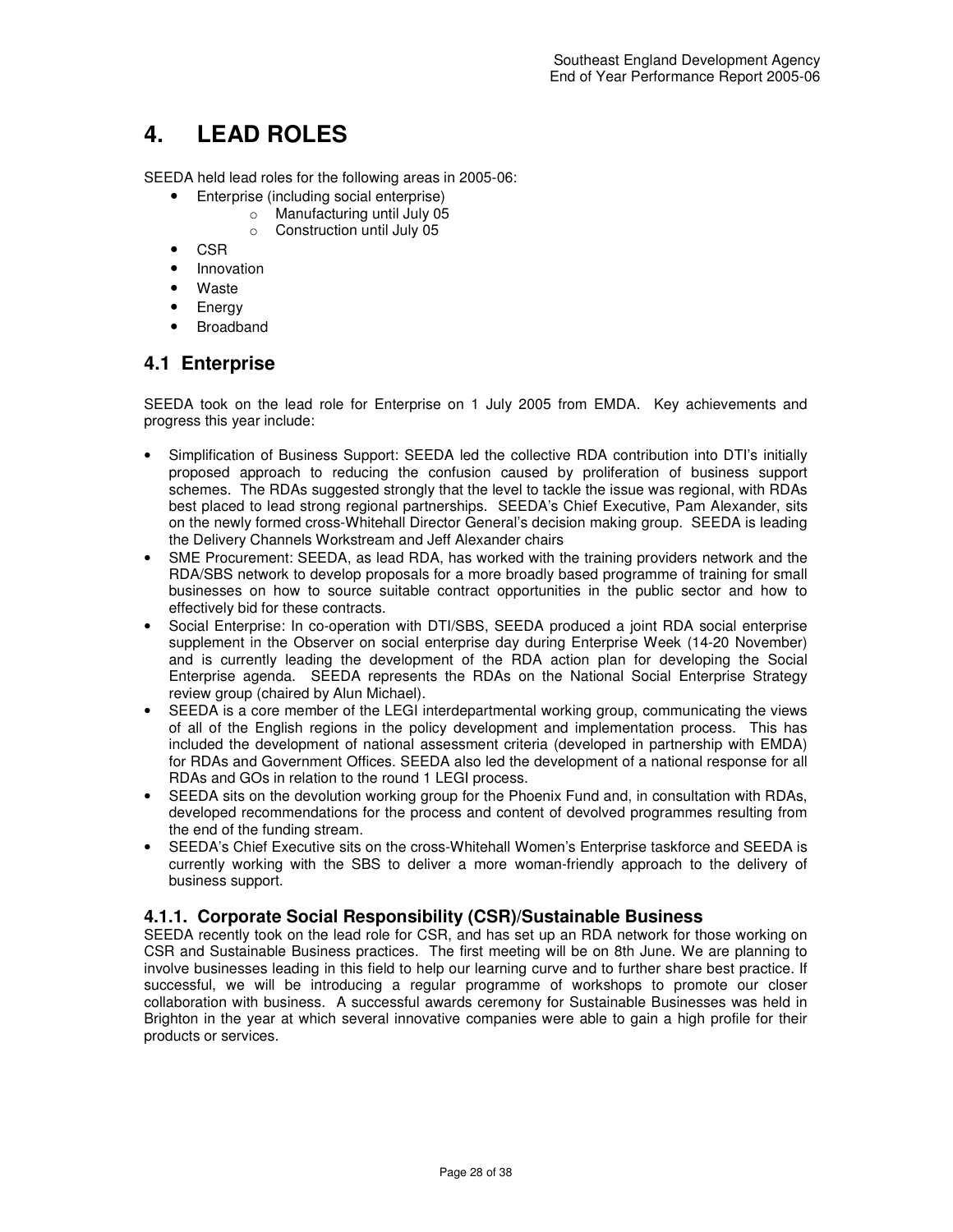# 4. LEAD ROLES

SEEDA held lead roles for the following areas in 2005-06:

- Enterprise (including social enterprise)
  - Manufacturing until July 05
  - Construction until July 05
- CSR
- Innovation
- Waste
- Energy
- Broadband

## 4.1 Enterprise

SEEDA took on the lead role for Enterprise on 1 July 2005 from EMDA. Key achievements and progress this year include:

- Simplification of Business Support: SEEDA led the collective RDA contribution into DTI's initially proposed approach to reducing the confusion caused by proliferation of business support schemes. The RDAs suggested strongly that the level to tackle the issue was regional, with RDAs best placed to lead strong regional partnerships. SEEDA's Chief Executive, Pam Alexander, sits on the newly formed cross-Whitehall Director General's decision making group. SEEDA is leading the Delivery Channels Workstream and Jeff Alexander chairs
- SME Procurement: SEEDA, as lead RDA, has worked with the training providers network and the RDA/SBS network to develop proposals for a more broadly based programme of training for small businesses on how to source suitable contract opportunities in the public sector and how to effectively bid for these contracts.
- Social Enterprise: In co-operation with DTI/SBS, SEEDA produced a joint RDA social enterprise supplement in the Observer on social enterprise day during Enterprise Week (14-20 November) and is currently leading the development of the RDA action plan for developing the Social Enterprise agenda. SEEDA represents the RDAs on the National Social Enterprise Strategy review group (chaired by Alun Michael).
- SEEDA is a core member of the LEGI interdepartmental working group, communicating the views of all of the English regions in the policy development and implementation process. This has included the development of national assessment criteria (developed in partnership with EMDA) for RDAs and Government Offices. SEEDA also led the development of a national response for all RDAs and GOs in relation to the round 1 LEGI process.
- SEEDA sits on the devolution working group for the Phoenix Fund and, in consultation with RDAs, developed recommendations for the process and content of devolved programmes resulting from the end of the funding stream.
- SEEDA's Chief Executive sits on the cross-Whitehall Women's Enterprise taskforce and SEEDA is currently working with the SBS to deliver a more woman-friendly approach to the delivery of business support.

### 4.1.1. Corporate Social Responsibility (CSR)/Sustainable Business

SEEDA recently took on the lead role for CSR, and has set up an RDA network for those working on CSR and Sustainable Business practices. The first meeting will be on 8th June. We are planning to involve businesses leading in this field to help our learning curve and to further share best practice. If successful, we will be introducing a regular programme of workshops to promote our closer collaboration with business. A successful awards ceremony for Sustainable Businesses was held in Brighton in the year at which several innovative companies were able to gain a high profile for their products or services.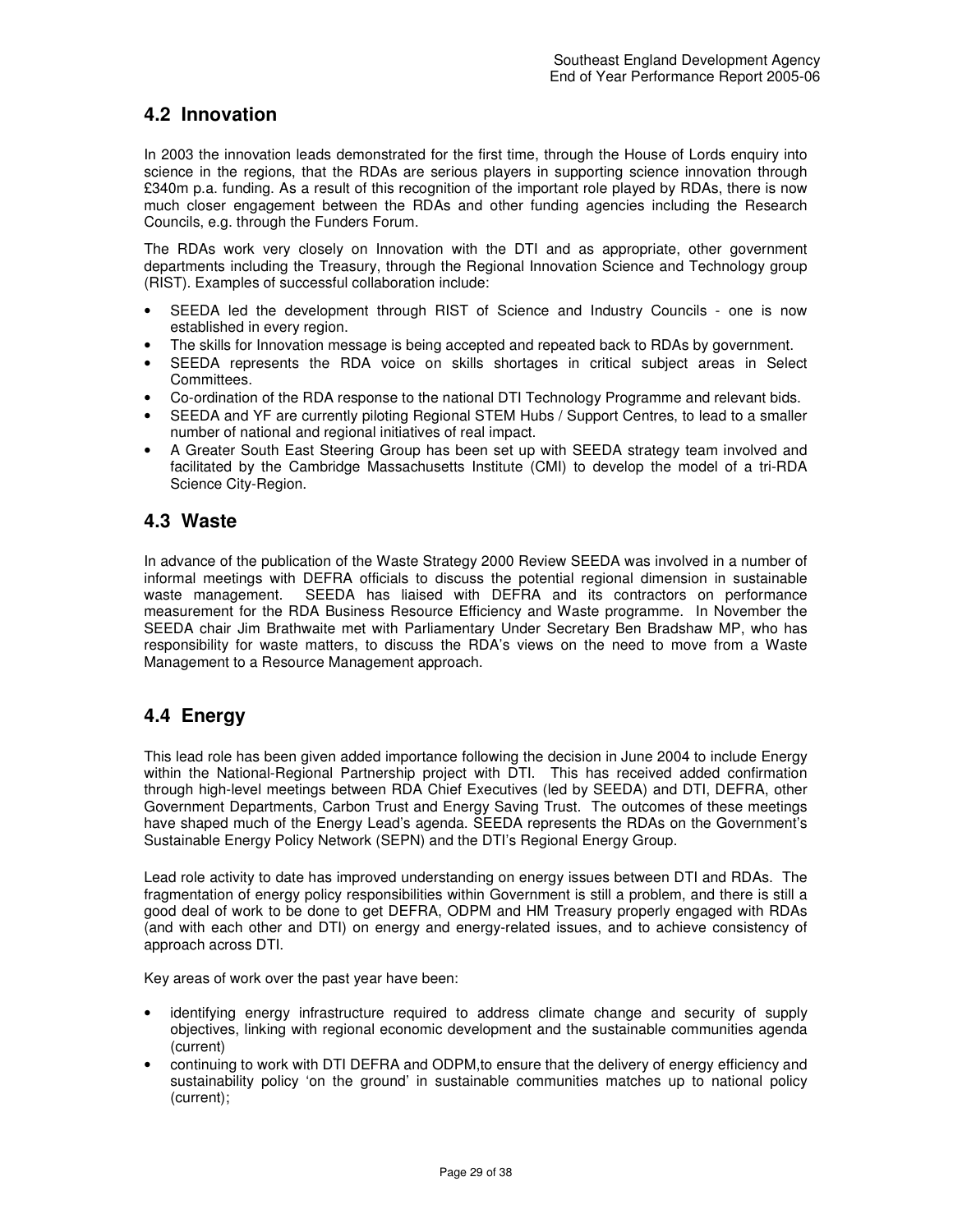## 4.2 Innovation

In 2003 the innovation leads demonstrated for the first time, through the House of Lords enquiry into science in the regions, that the RDAs are serious players in supporting science innovation through £340m p.a. funding. As a result of this recognition of the important role played by RDAs, there is now much closer engagement between the RDAs and other funding agencies including the Research Councils, e.g. through the Funders Forum.

The RDAs work very closely on Innovation with the DTI and as appropriate, other government departments including the Treasury, through the Regional Innovation Science and Technology group (RIST). Examples of successful collaboration include:

- SEEDA led the development through RIST of Science and Industry Councils - one is now established in every region.
- The skills for Innovation message is being accepted and repeated back to RDAs by government.
- SEEDA represents the RDA voice on skills shortages in critical subject areas in Select Committees.
- Co-ordination of the RDA response to the national DTI Technology Programme and relevant bids.
- SEEDA and YF are currently piloting Regional STEM Hubs / Support Centres, to lead to a smaller number of national and regional initiatives of real impact.
- A Greater South East Steering Group has been set up with SEEDA strategy team involved and facilitated by the Cambridge Massachusetts Institute (CMI) to develop the model of a tri-RDA Science City-Region.

## 4.3 Waste

In advance of the publication of the Waste Strategy 2000 Review SEEDA was involved in a number of informal meetings with DEFRA officials to discuss the potential regional dimension in sustainable waste management. SEEDA has liaised with DEFRA and its contractors on performance measurement for the RDA Business Resource Efficiency and Waste programme. In November the SEEDA chair Jim Brathwaite met with Parliamentary Under Secretary Ben Bradshaw MP, who has responsibility for waste matters, to discuss the RDA's views on the need to move from a Waste Management to a Resource Management approach.

## 4.4 Energy

This lead role has been given added importance following the decision in June 2004 to include Energy within the National-Regional Partnership project with DTI. This has received added confirmation through high-level meetings between RDA Chief Executives (led by SEEDA) and DTI, DEFRA, other Government Departments, Carbon Trust and Energy Saving Trust. The outcomes of these meetings have shaped much of the Energy Lead's agenda. SEEDA represents the RDAs on the Government's Sustainable Energy Policy Network (SEPN) and the DTI's Regional Energy Group.

Lead role activity to date has improved understanding on energy issues between DTI and RDAs. The fragmentation of energy policy responsibilities within Government is still a problem, and there is still a good deal of work to be done to get DEFRA, ODPM and HM Treasury properly engaged with RDAs (and with each other and DTI) on energy and energy-related issues, and to achieve consistency of approach across DTI.

Key areas of work over the past year have been:

- identifying energy infrastructure required to address climate change and security of supply objectives, linking with regional economic development and the sustainable communities agenda (current)
- continuing to work with DTI DEFRA and ODPM,to ensure that the delivery of energy efficiency and sustainability policy 'on the ground' in sustainable communities matches up to national policy (current);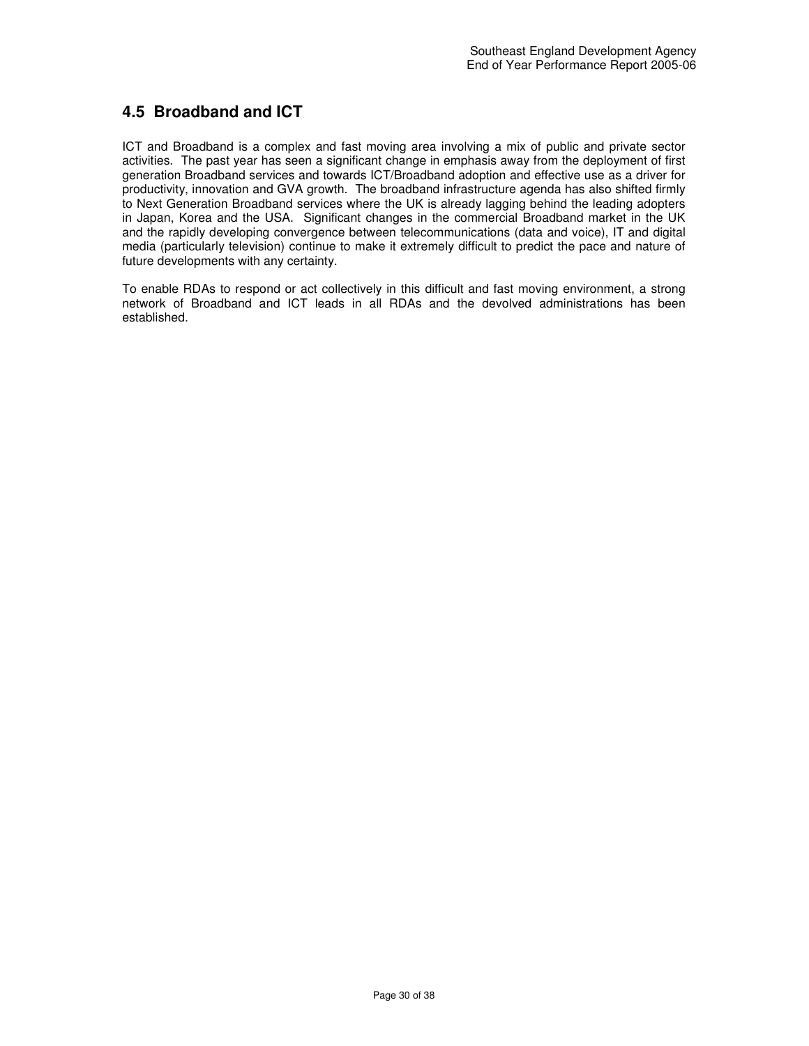## 4.5 Broadband and ICT

ICT and Broadband is a complex and fast moving area involving a mix of public and private sector activities. The past year has seen a significant change in emphasis away from the deployment of first generation Broadband services and towards ICT/Broadband adoption and effective use as a driver for productivity, innovation and GVA growth. The broadband infrastructure agenda has also shifted firmly to Next Generation Broadband services where the UK is already lagging behind the leading adopters in Japan, Korea and the USA. Significant changes in the commercial Broadband market in the UK and the rapidly developing convergence between telecommunications (data and voice), IT and digital media (particularly television) continue to make it extremely difficult to predict the pace and nature of future developments with any certainty.

To enable RDAs to respond or act collectively in this difficult and fast moving environment, a strong network of Broadband and ICT leads in all RDAs and the devolved administrations has been established.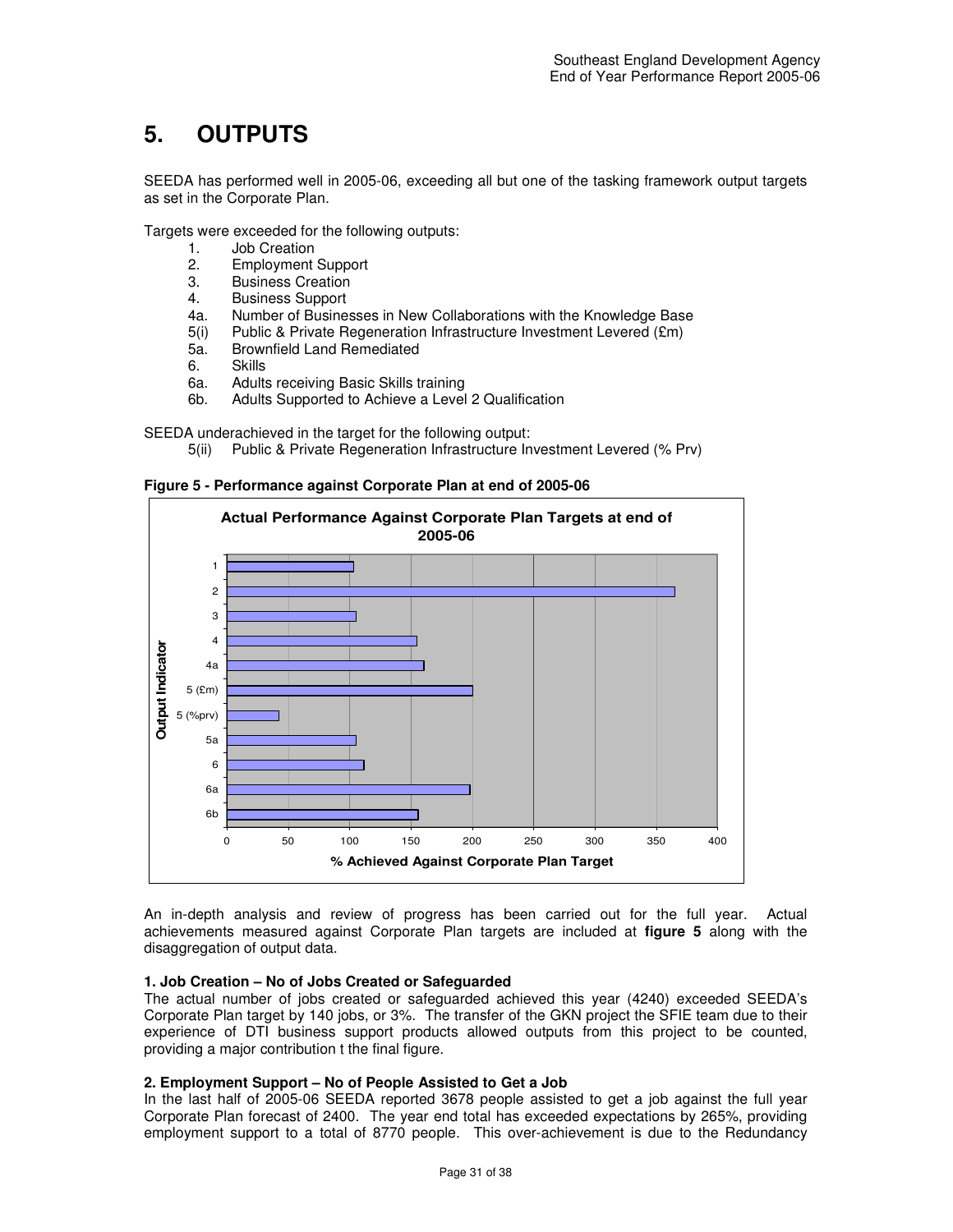# 5. OUTPUTS

SEEDA has performed well in 2005-06, exceeding all but one of the tasking framework output targets as set in the Corporate Plan.

Targets were exceeded for the following outputs:

1. Job Creation
2. Employment Support
3. Business Creation
4. Business Support

4a. Number of Businesses in New Collaborations with the Knowledge Base
5(i) Public & Private Regeneration Infrastructure Investment Levered (£m)
5a. Brownfield Land Remediated
6. Skills
6a. Adults receiving Basic Skills training
6b. Adults Supported to Achieve a Level 2 Qualification

SEEDA underachieved in the target for the following output:

5(ii) Public & Private Regeneration Infrastructure Investment Levered (% Prv)

**Figure 5 - Performance against Corporate Plan at end of 2005-06**

Actual Performance Against Corporate Plan Targets at end of 2005-06

Output Indicator

1
2
3
4
4a
5 (£m)
5 (%prv)
5a
6
6a
6b

0 50 100 150 200 250 300 350 400

% Achieved Against Corporate Plan Target

An in-depth analysis and review of progress has been carried out for the full year. Actual achievements measured against Corporate Plan targets are included at **figure 5** along with the disaggregation of output data.

**1. Job Creation – No of Jobs Created or Safeguarded**

The actual number of jobs created or safeguarded achieved this year (4240) exceeded SEEDA's Corporate Plan target by 140 jobs, or 3%. The transfer of the GKN project the SFIE team due to their experience of DTI business support products allowed outputs from this project to be counted, providing a major contribution t the final figure.

**2. Employment Support – No of People Assisted to Get a Job**

In the last half of 2005-06 SEEDA reported 3678 people assisted to get a job against the full year Corporate Plan forecast of 2400. The year end total has exceeded expectations by 265%, providing employment support to a total of 8770 people. This over-achievement is due to the Redundancy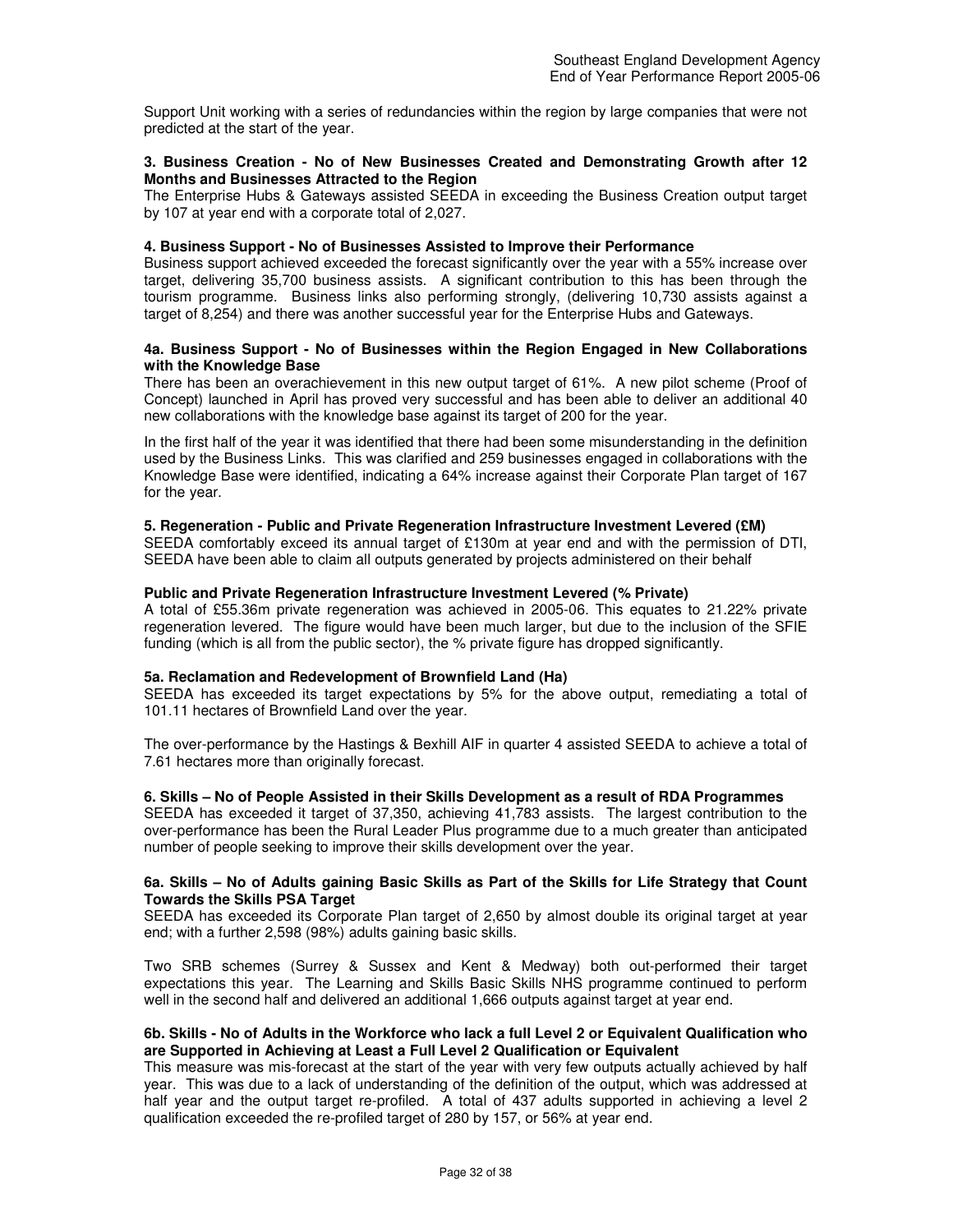Support Unit working with a series of redundancies within the region by large companies that were not predicted at the start of the year.

**3. Business Creation - No of New Businesses Created and Demonstrating Growth after 12 Months and Businesses Attracted to the Region**

The Enterprise Hubs & Gateways assisted SEEDA in exceeding the Business Creation output target by 107 at year end with a corporate total of 2,027.

**4. Business Support - No of Businesses Assisted to Improve their Performance**

Business support achieved exceeded the forecast significantly over the year with a 55% increase over target, delivering 35,700 business assists. A significant contribution to this has been through the tourism programme. Business links also performing strongly, (delivering 10,730 assists against a target of 8,254) and there was another successful year for the Enterprise Hubs and Gateways.

**4a. Business Support - No of Businesses within the Region Engaged in New Collaborations with the Knowledge Base**

There has been an overachievement in this new output target of 61%. A new pilot scheme (Proof of Concept) launched in April has proved very successful and has been able to deliver an additional 40 new collaborations with the knowledge base against its target of 200 for the year.

In the first half of the year it was identified that there had been some misunderstanding in the definition used by the Business Links. This was clarified and 259 businesses engaged in collaborations with the Knowledge Base were identified, indicating a 64% increase against their Corporate Plan target of 167 for the year.

**5. Regeneration - Public and Private Regeneration Infrastructure Investment Levered (£M)**

SEEDA comfortably exceed its annual target of £130m at year end and with the permission of DTI, SEEDA have been able to claim all outputs generated by projects administered on their behalf

**Public and Private Regeneration Infrastructure Investment Levered (% Private)**

A total of £55.36m private regeneration was achieved in 2005-06. This equates to 21.22% private regeneration levered. The figure would have been much larger, but due to the inclusion of the SFIE funding (which is all from the public sector), the % private figure has dropped significantly.

**5a. Reclamation and Redevelopment of Brownfield Land (Ha)**

SEEDA has exceeded its target expectations by 5% for the above output, remediating a total of 101.11 hectares of Brownfield Land over the year.

The over-performance by the Hastings & Bexhill AIF in quarter 4 assisted SEEDA to achieve a total of 7.61 hectares more than originally forecast.

**6. Skills – No of People Assisted in their Skills Development as a result of RDA Programmes**

SEEDA has exceeded it target of 37,350, achieving 41,783 assists. The largest contribution to the over-performance has been the Rural Leader Plus programme due to a much greater than anticipated number of people seeking to improve their skills development over the year.

**6a. Skills – No of Adults gaining Basic Skills as Part of the Skills for Life Strategy that Count Towards the Skills PSA Target**

SEEDA has exceeded its Corporate Plan target of 2,650 by almost double its original target at year end; with a further 2,598 (98%) adults gaining basic skills.

Two SRB schemes (Surrey & Sussex and Kent & Medway) both out-performed their target expectations this year. The Learning and Skills Basic Skills NHS programme continued to perform well in the second half and delivered an additional 1,666 outputs against target at year end.

**6b. Skills - No of Adults in the Workforce who lack a full Level 2 or Equivalent Qualification who are Supported in Achieving at Least a Full Level 2 Qualification or Equivalent**

This measure was mis-forecast at the start of the year with very few outputs actually achieved by half year. This was due to a lack of understanding of the definition of the output, which was addressed at half year and the output target re-profiled. A total of 437 adults supported in achieving a level 2 qualification exceeded the re-profiled target of 280 by 157, or 56% at year end.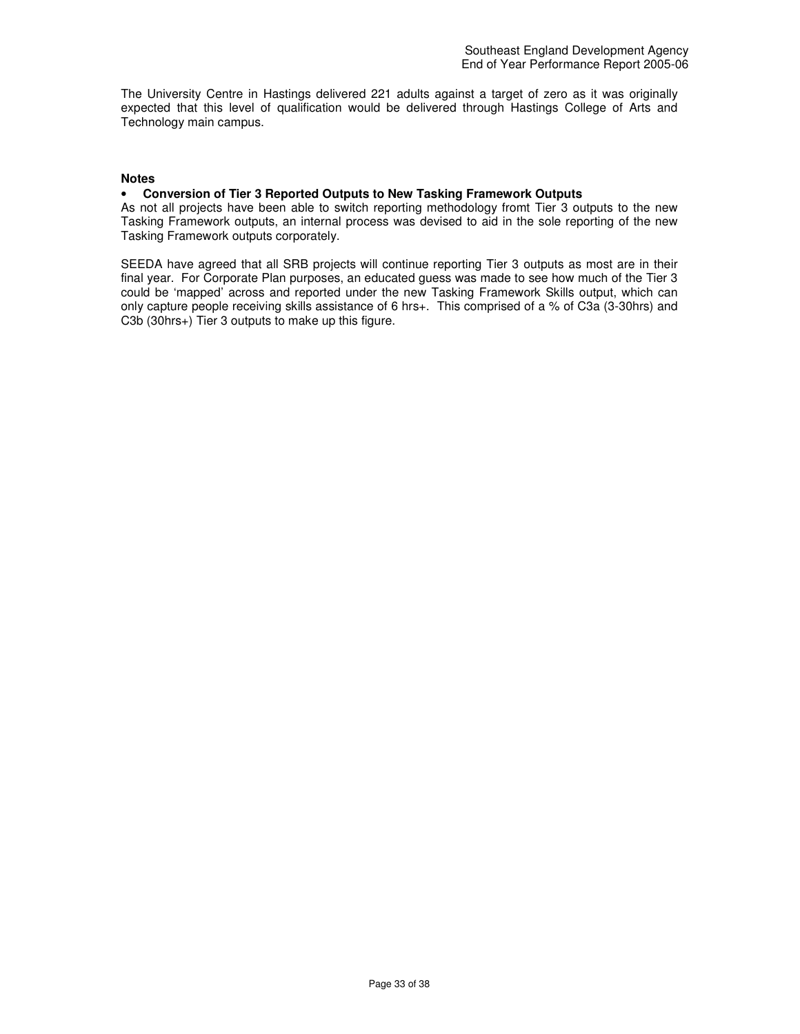The University Centre in Hastings delivered 221 adults against a target of zero as it was originally expected that this level of qualification would be delivered through Hastings College of Arts and Technology main campus.

**Notes**

- **Conversion of Tier 3 Reported Outputs to New Tasking Framework Outputs**

As not all projects have been able to switch reporting methodology fromt Tier 3 outputs to the new Tasking Framework outputs, an internal process was devised to aid in the sole reporting of the new Tasking Framework outputs corporately.

SEEDA have agreed that all SRB projects will continue reporting Tier 3 outputs as most are in their final year. For Corporate Plan purposes, an educated guess was made to see how much of the Tier 3 could be 'mapped' across and reported under the new Tasking Framework Skills output, which can only capture people receiving skills assistance of 6 hrs+. This comprised of a % of C3a (3-30hrs) and C3b (30hrs+) Tier 3 outputs to make up this figure.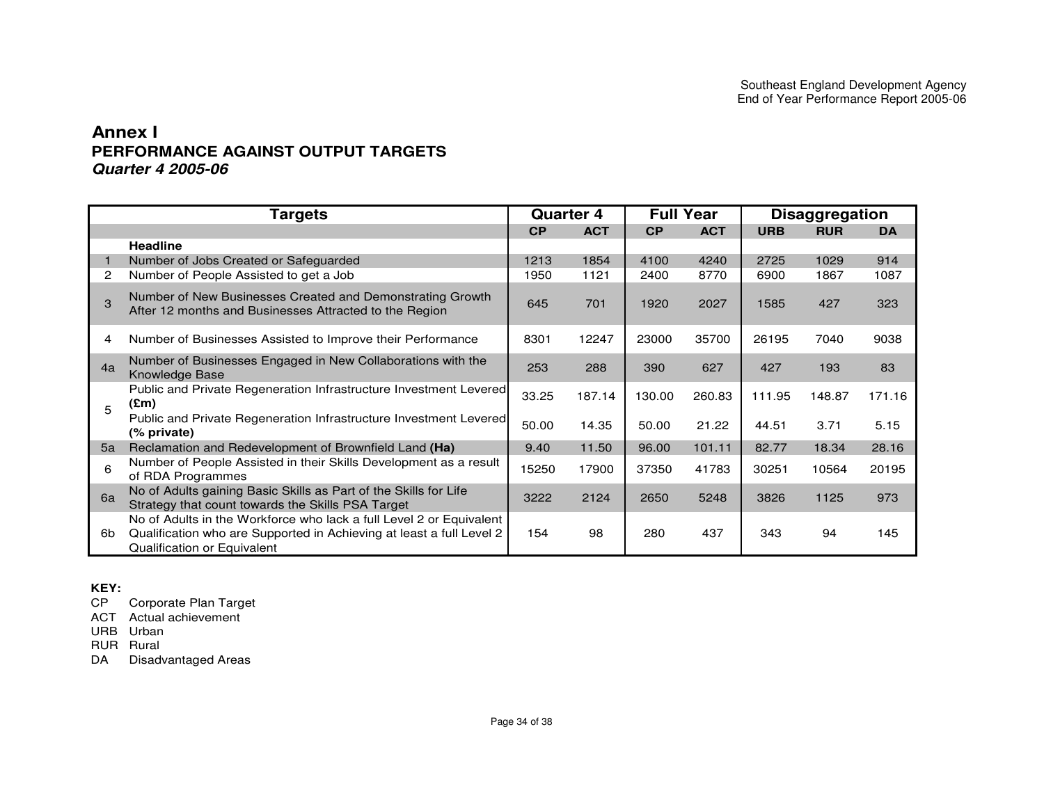# Annex I

## PERFORMANCE AGAINST OUTPUT TARGETS

### *Quarter 4 2005-06*

| | Targets | Quarter 4 | | Full Year | | Disaggregation | | |
|---|---|---|---|---|---|---|---|---|
| | | **CP** | **ACT** | **CP** | **ACT** | **URB** | **RUR** | **DA** |
| | **Headline** | | | | | | | |
| 1 | Number of Jobs Created or Safeguarded | 1213 | 1854 | 4100 | 4240 | 2725 | 1029 | 914 |
| 2 | Number of People Assisted to get a Job | 1950 | 1121 | 2400 | 8770 | 6900 | 1867 | 1087 |
| 3 | Number of New Businesses Created and Demonstrating Growth After 12 months and Businesses Attracted to the Region | 645 | 701 | 1920 | 2027 | 1585 | 427 | 323 |
| 4 | Number of Businesses Assisted to Improve their Performance | 8301 | 12247 | 23000 | 35700 | 26195 | 7040 | 9038 |
| 4a | Number of Businesses Engaged in New Collaborations with the Knowledge Base | 253 | 288 | 390 | 627 | 427 | 193 | 83 |
| 5 | Public and Private Regeneration Infrastructure Investment Levered **(£m)** | 33.25 | 187.14 | 130.00 | 260.83 | 111.95 | 148.87 | 171.16 |
| | Public and Private Regeneration Infrastructure Investment Levered **(% private)** | 50.00 | 14.35 | 50.00 | 21.22 | 44.51 | 3.71 | 5.15 |
| 5a | Reclamation and Redevelopment of Brownfield Land **(Ha)** | 9.40 | 11.50 | 96.00 | 101.11 | 82.77 | 18.34 | 28.16 |
| 6 | Number of People Assisted in their Skills Development as a result of RDA Programmes | 15250 | 17900 | 37350 | 41783 | 30251 | 10564 | 20195 |
| 6a | No of Adults gaining Basic Skills as Part of the Skills for Life Strategy that count towards the Skills PSA Target | 3222 | 2124 | 2650 | 5248 | 3826 | 1125 | 973 |
| 6b | No of Adults in the Workforce who lack a full Level 2 or Equivalent Qualification who are Supported in Achieving at least a full Level 2 Qualification or Equivalent | 154 | 98 | 280 | 437 | 343 | 94 | 145 |

**KEY:**

CP Corporate Plan Target
ACT Actual achievement
URB Urban
RUR Rural
DA Disadvantaged Areas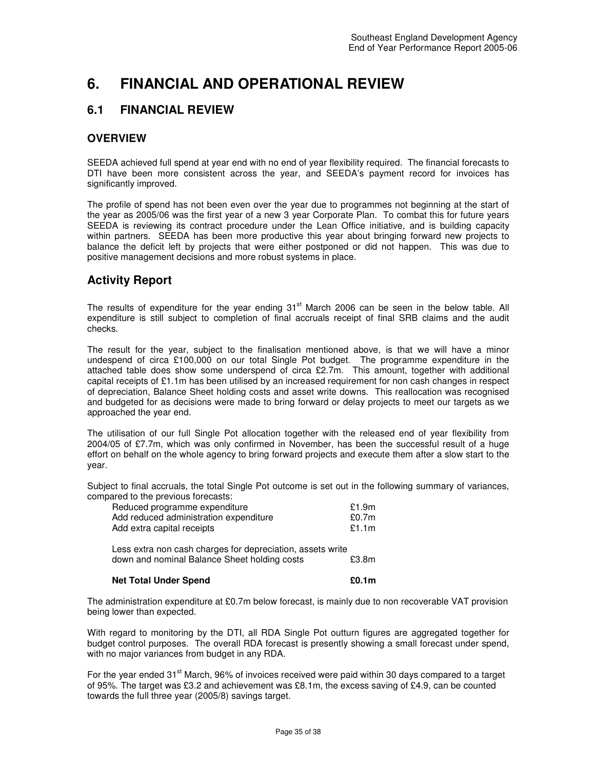# 6. FINANCIAL AND OPERATIONAL REVIEW

## 6.1 FINANCIAL REVIEW

### OVERVIEW

SEEDA achieved full spend at year end with no end of year flexibility required. The financial forecasts to DTI have been more consistent across the year, and SEEDA's payment record for invoices has significantly improved.

The profile of spend has not been even over the year due to programmes not beginning at the start of the year as 2005/06 was the first year of a new 3 year Corporate Plan. To combat this for future years SEEDA is reviewing its contract procedure under the Lean Office initiative, and is building capacity within partners. SEEDA has been more productive this year about bringing forward new projects to balance the deficit left by projects that were either postponed or did not happen. This was due to positive management decisions and more robust systems in place.

## Activity Report

The results of expenditure for the year ending 31st March 2006 can be seen in the below table. All expenditure is still subject to completion of final accruals receipt of final SRB claims and the audit checks.

The result for the year, subject to the finalisation mentioned above, is that we will have a minor undespend of circa £100,000 on our total Single Pot budget. The programme expenditure in the attached table does show some underspend of circa £2.7m. This amount, together with additional capital receipts of £1.1m has been utilised by an increased requirement for non cash changes in respect of depreciation, Balance Sheet holding costs and asset write downs. This reallocation was recognised and budgeted for as decisions were made to bring forward or delay projects to meet our targets as we approached the year end.

The utilisation of our full Single Pot allocation together with the released end of year flexibility from 2004/05 of £7.7m, which was only confirmed in November, has been the successful result of a huge effort on behalf on the whole agency to bring forward projects and execute them after a slow start to the year.

Subject to final accruals, the total Single Pot outcome is set out in the following summary of variances, compared to the previous forecasts:

| | |
|---|---|
| Reduced programme expenditure | £1.9m |
| Add reduced administration expenditure | £0.7m |
| Add extra capital receipts | £1.1m |
| Less extra non cash charges for depreciation, assets write down and nominal Balance Sheet holding costs | £3.8m |
| **Net Total Under Spend** | **£0.1m** |

The administration expenditure at £0.7m below forecast, is mainly due to non recoverable VAT provision being lower than expected.

With regard to monitoring by the DTI, all RDA Single Pot outturn figures are aggregated together for budget control purposes. The overall RDA forecast is presently showing a small forecast under spend, with no major variances from budget in any RDA.

For the year ended 31st March, 96% of invoices received were paid within 30 days compared to a target of 95%. The target was £3.2 and achievement was £8.1m, the excess saving of £4.9, can be counted towards the full three year (2005/8) savings target.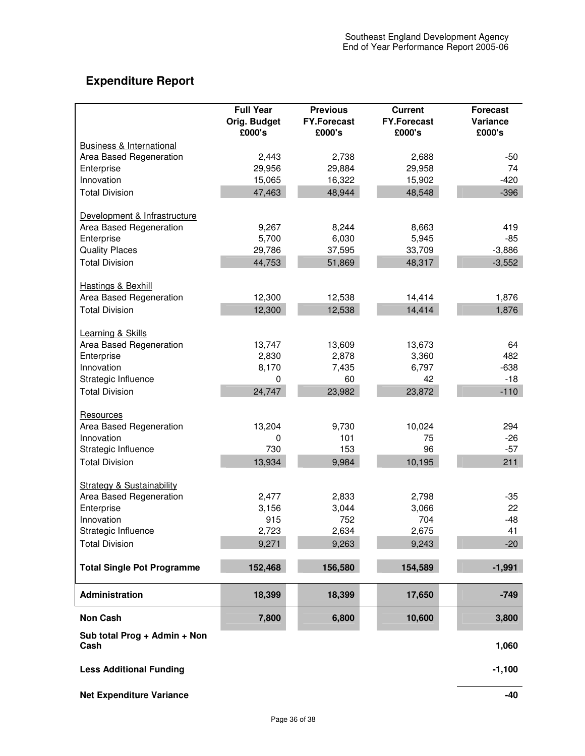## Expenditure Report

| | Full Year Orig. Budget £000's | Previous FY.Forecast £000's | Current FY.Forecast £000's | Forecast Variance £000's |
|---|---|---|---|---|
| Business & International | | | | |
| Area Based Regeneration | 2,443 | 2,738 | 2,688 | -50 |
| Enterprise | 29,956 | 29,884 | 29,958 | 74 |
| Innovation | 15,065 | 16,322 | 15,902 | -420 |
| Total Division | 47,463 | 48,944 | 48,548 | -396 |
| Development & Infrastructure | | | | |
| Area Based Regeneration | 9,267 | 8,244 | 8,663 | 419 |
| Enterprise | 5,700 | 6,030 | 5,945 | -85 |
| Quality Places | 29,786 | 37,595 | 33,709 | -3,886 |
| Total Division | 44,753 | 51,869 | 48,317 | -3,552 |
| Hastings & Bexhill | | | | |
| Area Based Regeneration | 12,300 | 12,538 | 14,414 | 1,876 |
| Total Division | 12,300 | 12,538 | 14,414 | 1,876 |
| Learning & Skills | | | | |
| Area Based Regeneration | 13,747 | 13,609 | 13,673 | 64 |
| Enterprise | 2,830 | 2,878 | 3,360 | 482 |
| Innovation | 8,170 | 7,435 | 6,797 | -638 |
| Strategic Influence | 0 | 60 | 42 | -18 |
| Total Division | 24,747 | 23,982 | 23,872 | -110 |
| Resources | | | | |
| Area Based Regeneration | 13,204 | 9,730 | 10,024 | 294 |
| Innovation | 0 | 101 | 75 | -26 |
| Strategic Influence | 730 | 153 | 96 | -57 |
| Total Division | 13,934 | 9,984 | 10,195 | 211 |
| Strategy & Sustainability | | | | |
| Area Based Regeneration | 2,477 | 2,833 | 2,798 | -35 |
| Enterprise | 3,156 | 3,044 | 3,066 | 22 |
| Innovation | 915 | 752 | 704 | -48 |
| Strategic Influence | 2,723 | 2,634 | 2,675 | 41 |
| Total Division | 9,271 | 9,263 | 9,243 | -20 |
| **Total Single Pot Programme** | **152,468** | **156,580** | **154,589** | **-1,991** |
| **Administration** | **18,399** | **18,399** | **17,650** | **-749** |
| **Non Cash** | **7,800** | **6,800** | **10,600** | **3,800** |
| **Sub total Prog + Admin + Non Cash** | | | | **1,060** |
| **Less Additional Funding** | | | | **-1,100** |
| **Net Expenditure Variance** | | | | **-40** |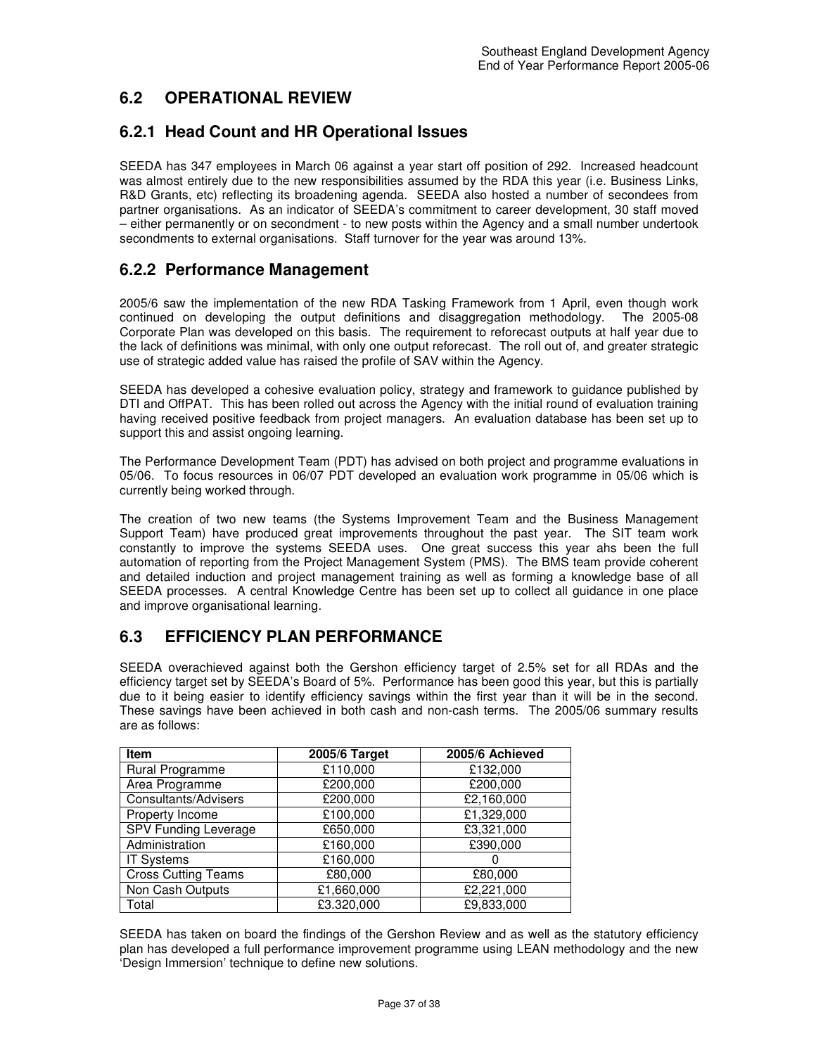## 6.2 OPERATIONAL REVIEW

### 6.2.1 Head Count and HR Operational Issues

SEEDA has 347 employees in March 06 against a year start off position of 292. Increased headcount was almost entirely due to the new responsibilities assumed by the RDA this year (i.e. Business Links, R&D Grants, etc) reflecting its broadening agenda. SEEDA also hosted a number of secondees from partner organisations. As an indicator of SEEDA's commitment to career development, 30 staff moved – either permanently or on secondment - to new posts within the Agency and a small number undertook secondments to external organisations. Staff turnover for the year was around 13%.

### 6.2.2 Performance Management

2005/6 saw the implementation of the new RDA Tasking Framework from 1 April, even though work continued on developing the output definitions and disaggregation methodology. The 2005-08 Corporate Plan was developed on this basis. The requirement to reforecast outputs at half year due to the lack of definitions was minimal, with only one output reforecast. The roll out of, and greater strategic use of strategic added value has raised the profile of SAV within the Agency.

SEEDA has developed a cohesive evaluation policy, strategy and framework to guidance published by DTI and OffPAT. This has been rolled out across the Agency with the initial round of evaluation training having received positive feedback from project managers. An evaluation database has been set up to support this and assist ongoing learning.

The Performance Development Team (PDT) has advised on both project and programme evaluations in 05/06. To focus resources in 06/07 PDT developed an evaluation work programme in 05/06 which is currently being worked through.

The creation of two new teams (the Systems Improvement Team and the Business Management Support Team) have produced great improvements throughout the past year. The SIT team work constantly to improve the systems SEEDA uses. One great success this year ahs been the full automation of reporting from the Project Management System (PMS). The BMS team provide coherent and detailed induction and project management training as well as forming a knowledge base of all SEEDA processes. A central Knowledge Centre has been set up to collect all guidance in one place and improve organisational learning.

## 6.3 EFFICIENCY PLAN PERFORMANCE

SEEDA overachieved against both the Gershon efficiency target of 2.5% set for all RDAs and the efficiency target set by SEEDA's Board of 5%. Performance has been good this year, but this is partially due to it being easier to identify efficiency savings within the first year than it will be in the second. These savings have been achieved in both cash and non-cash terms. The 2005/06 summary results are as follows:

| Item | 2005/6 Target | 2005/6 Achieved |
|---|---|---|
| Rural Programme | £110,000 | £132,000 |
| Area Programme | £200,000 | £200,000 |
| Consultants/Advisers | £200,000 | £2,160,000 |
| Property Income | £100,000 | £1,329,000 |
| SPV Funding Leverage | £650,000 | £3,321,000 |
| Administration | £160,000 | £390,000 |
| IT Systems | £160,000 | 0 |
| Cross Cutting Teams | £80,000 | £80,000 |
| Non Cash Outputs | £1,660,000 | £2,221,000 |
| Total | £3.320,000 | £9,833,000 |

SEEDA has taken on board the findings of the Gershon Review and as well as the statutory efficiency plan has developed a full performance improvement programme using LEAN methodology and the new 'Design Immersion' technique to define new solutions.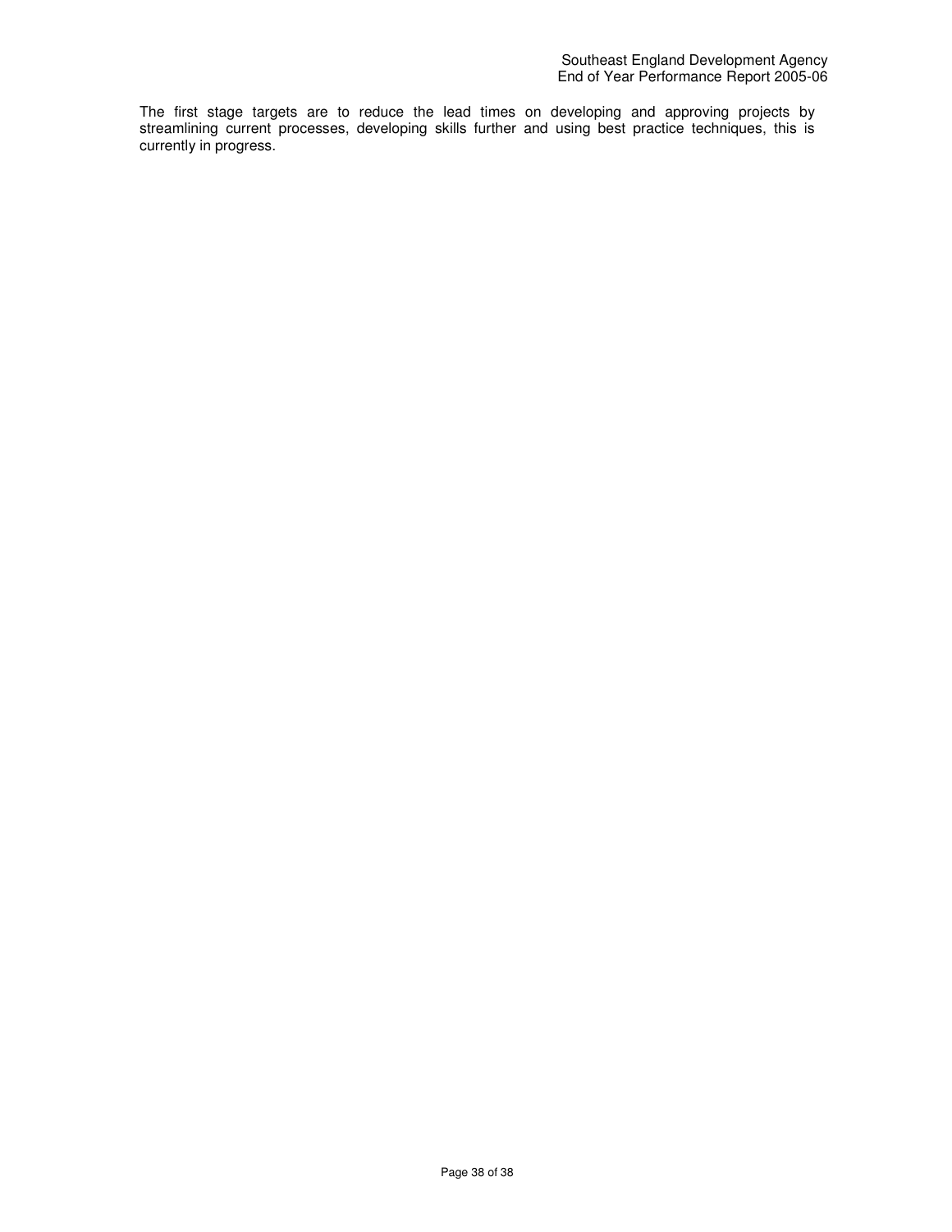The first stage targets are to reduce the lead times on developing and approving projects by streamlining current processes, developing skills further and using best practice techniques, this is currently in progress.